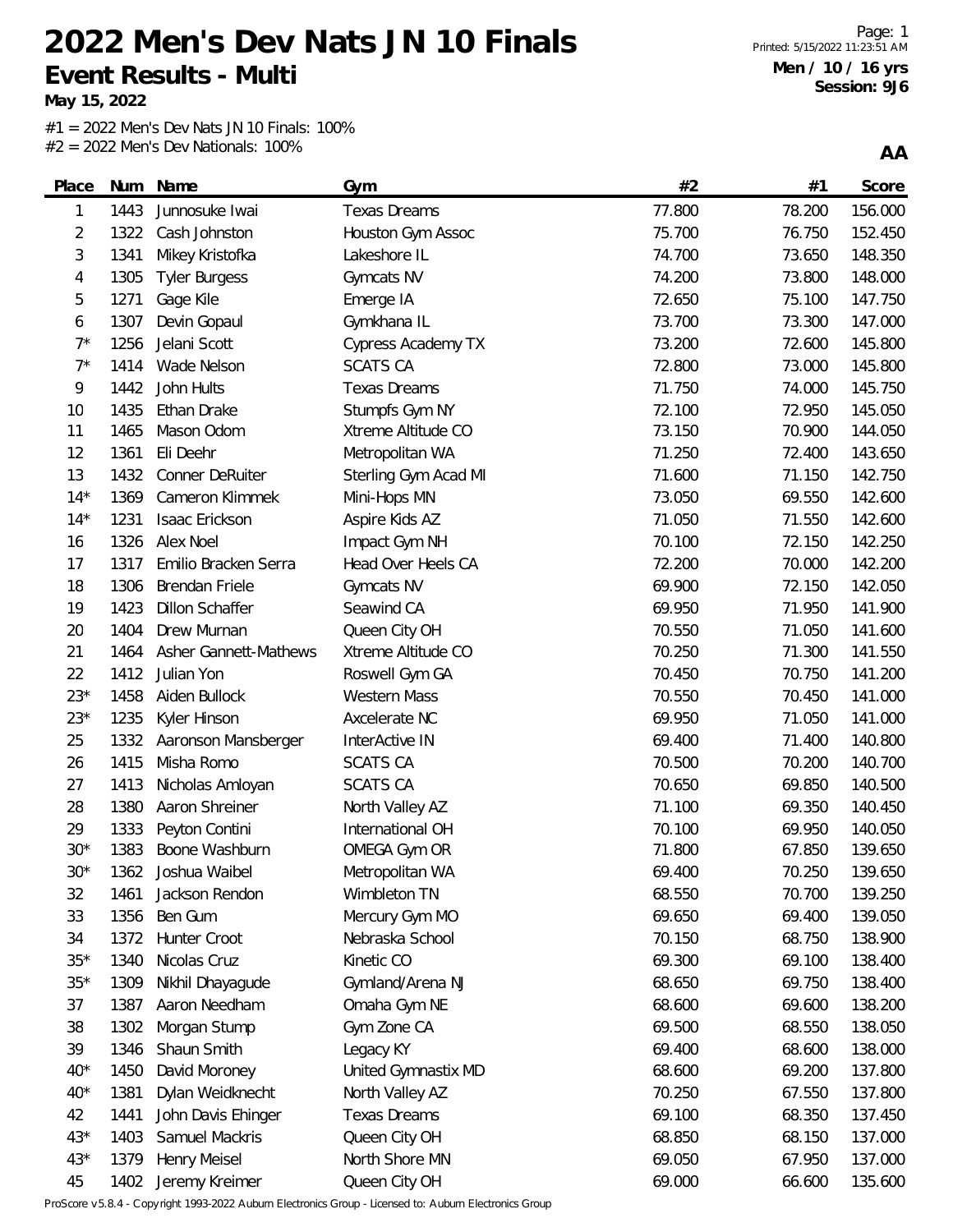# 2022 Men's Dev Nats JN 10 Finals

## Event Results - Multi

**May 15, 2022**

Printed: 5/15/2022 11:23:51 AM

**Men / 10 / 16 yrs**
**Session: 9J6**

#1 = 2022 Men's Dev Nats JN 10 Finals: 100%
#2 = 2022 Men's Dev Nationals: 100%

**AA**

| Place | Num | Name | Gym | #2 | #1 | Score |
|---|---|---|---|---|---|---|
| 1 | 1443 | Junnosuke Iwai | Texas Dreams | 77.800 | 78.200 | 156.000 |
| 2 | 1322 | Cash Johnston | Houston Gym Assoc | 75.700 | 76.750 | 152.450 |
| 3 | 1341 | Mikey Kristofka | Lakeshore IL | 74.700 | 73.650 | 148.350 |
| 4 | 1305 | Tyler Burgess | Gymcats NV | 74.200 | 73.800 | 148.000 |
| 5 | 1271 | Gage Kile | Emerge IA | 72.650 | 75.100 | 147.750 |
| 6 | 1307 | Devin Gopaul | Gymkhana IL | 73.700 | 73.300 | 147.000 |
| 7* | 1256 | Jelani Scott | Cypress Academy TX | 73.200 | 72.600 | 145.800 |
| 7* | 1414 | Wade Nelson | SCATS CA | 72.800 | 73.000 | 145.800 |
| 9 | 1442 | John Hults | Texas Dreams | 71.750 | 74.000 | 145.750 |
| 10 | 1435 | Ethan Drake | Stumpfs Gym NY | 72.100 | 72.950 | 145.050 |
| 11 | 1465 | Mason Odom | Xtreme Altitude CO | 73.150 | 70.900 | 144.050 |
| 12 | 1361 | Eli Deehr | Metropolitan WA | 71.250 | 72.400 | 143.650 |
| 13 | 1432 | Conner DeRuiter | Sterling Gym Acad MI | 71.600 | 71.150 | 142.750 |
| 14* | 1369 | Cameron Klimmek | Mini-Hops MN | 73.050 | 69.550 | 142.600 |
| 14* | 1231 | Isaac Erickson | Aspire Kids AZ | 71.050 | 71.550 | 142.600 |
| 16 | 1326 | Alex Noel | Impact Gym NH | 70.100 | 72.150 | 142.250 |
| 17 | 1317 | Emilio Bracken Serra | Head Over Heels CA | 72.200 | 70.000 | 142.200 |
| 18 | 1306 | Brendan Friele | Gymcats NV | 69.900 | 72.150 | 142.050 |
| 19 | 1423 | Dillon Schaffer | Seawind CA | 69.950 | 71.950 | 141.900 |
| 20 | 1404 | Drew Murnan | Queen City OH | 70.550 | 71.050 | 141.600 |
| 21 | 1464 | Asher Gannett-Mathews | Xtreme Altitude CO | 70.250 | 71.300 | 141.550 |
| 22 | 1412 | Julian Yon | Roswell Gym GA | 70.450 | 70.750 | 141.200 |
| 23* | 1458 | Aiden Bullock | Western Mass | 70.550 | 70.450 | 141.000 |
| 23* | 1235 | Kyler Hinson | Axcelerate NC | 69.950 | 71.050 | 141.000 |
| 25 | 1332 | Aaronson Mansberger | InterActive IN | 69.400 | 71.400 | 140.800 |
| 26 | 1415 | Misha Romo | SCATS CA | 70.500 | 70.200 | 140.700 |
| 27 | 1413 | Nicholas Amloyan | SCATS CA | 70.650 | 69.850 | 140.500 |
| 28 | 1380 | Aaron Shreiner | North Valley AZ | 71.100 | 69.350 | 140.450 |
| 29 | 1333 | Peyton Contini | International OH | 70.100 | 69.950 | 140.050 |
| 30* | 1383 | Boone Washburn | OMEGA Gym OR | 71.800 | 67.850 | 139.650 |
| 30* | 1362 | Joshua Waibel | Metropolitan WA | 69.400 | 70.250 | 139.650 |
| 32 | 1461 | Jackson Rendon | Wimbleton TN | 68.550 | 70.700 | 139.250 |
| 33 | 1356 | Ben Gum | Mercury Gym MO | 69.650 | 69.400 | 139.050 |
| 34 | 1372 | Hunter Croot | Nebraska School | 70.150 | 68.750 | 138.900 |
| 35* | 1340 | Nicolas Cruz | Kinetic CO | 69.300 | 69.100 | 138.400 |
| 35* | 1309 | Nikhil Dhayagude | Gymland/Arena NJ | 68.650 | 69.750 | 138.400 |
| 37 | 1387 | Aaron Needham | Omaha Gym NE | 68.600 | 69.600 | 138.200 |
| 38 | 1302 | Morgan Stump | Gym Zone CA | 69.500 | 68.550 | 138.050 |
| 39 | 1346 | Shaun Smith | Legacy KY | 69.400 | 68.600 | 138.000 |
| 40* | 1450 | David Moroney | United Gymnastix MD | 68.600 | 69.200 | 137.800 |
| 40* | 1381 | Dylan Weidknecht | North Valley AZ | 70.250 | 67.550 | 137.800 |
| 42 | 1441 | John Davis Ehinger | Texas Dreams | 69.100 | 68.350 | 137.450 |
| 43* | 1403 | Samuel Mackris | Queen City OH | 68.850 | 68.150 | 137.000 |
| 43* | 1379 | Henry Meisel | North Shore MN | 69.050 | 67.950 | 137.000 |
| 45 | 1402 | Jeremy Kreimer | Queen City OH | 69.000 | 66.600 | 135.600 |

ProScore v5.8.4 - Copyright 1993-2022 Auburn Electronics Group - Licensed to: Auburn Electronics Group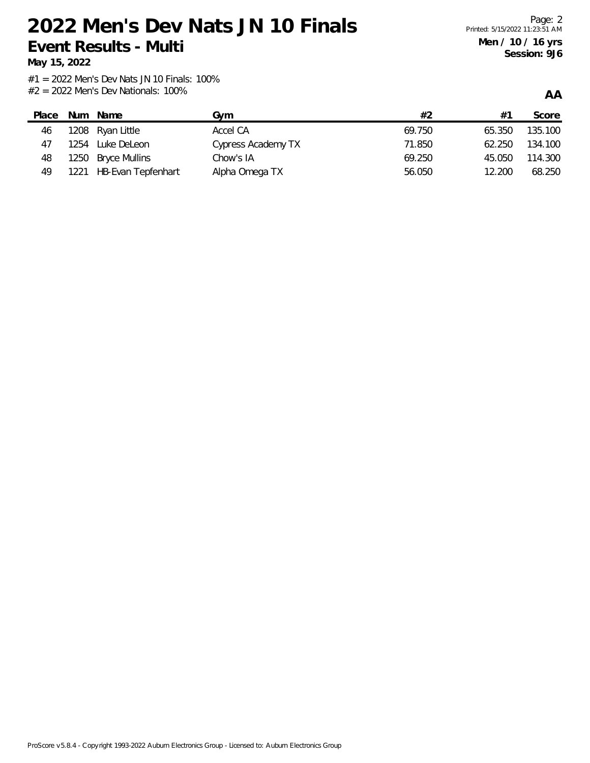# 2022 Men's Dev Nats JN 10 Finals

## Event Results - Multi

**May 15, 2022**

**Men / 10 / 16 yrs**
**Session: 9J6**

#1 = 2022 Men's Dev Nats JN 10 Finals: 100%
#2 = 2022 Men's Dev Nationals: 100%

**AA**

| Place | Num | Name | Gym | #2 | #1 | Score |
|---|---|---|---|---|---|---|
| 46 | 1208 | Ryan Little | Accel CA | 69.750 | 65.350 | 135.100 |
| 47 | 1254 | Luke DeLeon | Cypress Academy TX | 71.850 | 62.250 | 134.100 |
| 48 | 1250 | Bryce Mullins | Chow's IA | 69.250 | 45.050 | 114.300 |
| 49 | 1221 | HB-Evan Tepfenhart | Alpha Omega TX | 56.050 | 12.200 | 68.250 |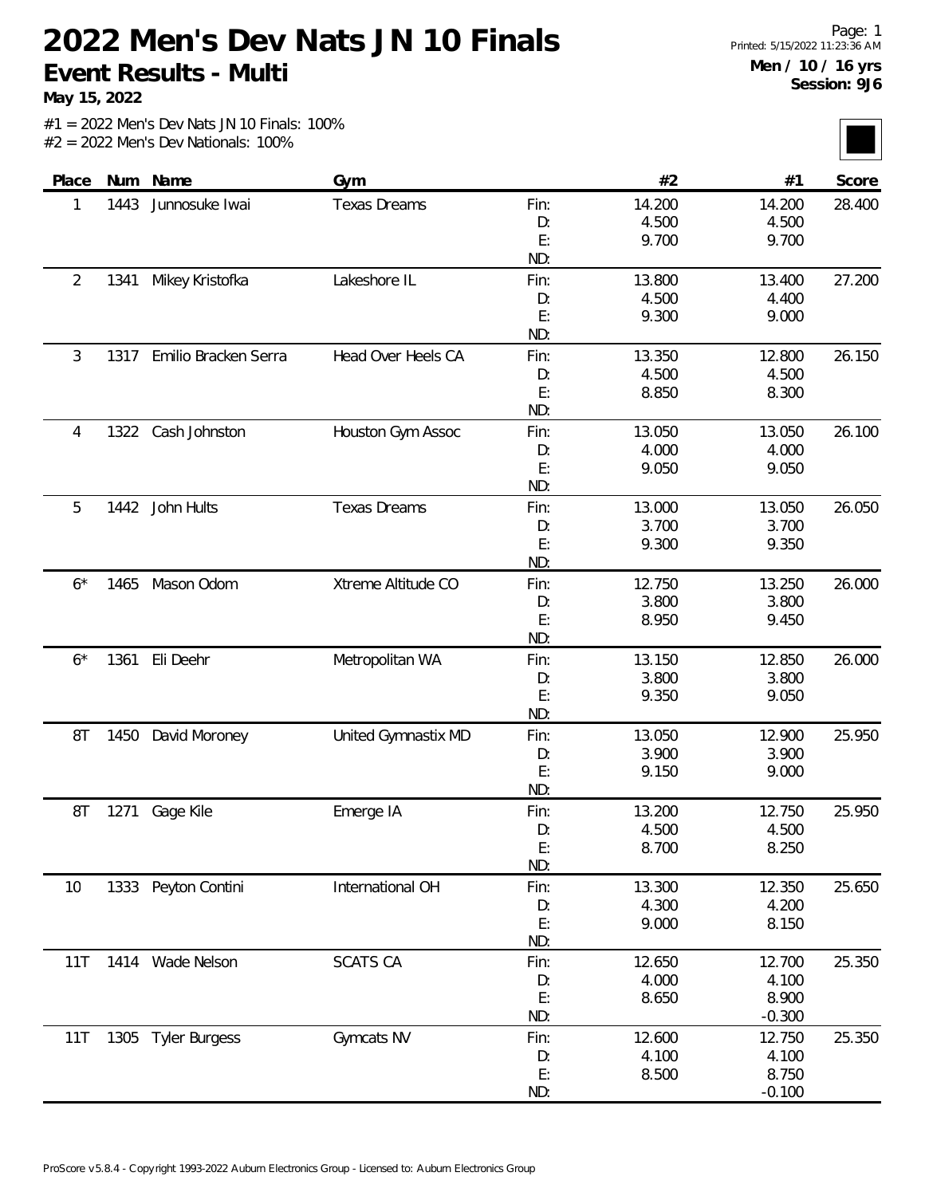# 2022 Men's Dev Nats JN 10 Finals

## Event Results - Multi

**May 15, 2022**

**Men / 10 / 16 yrs**
**Session: 9J6**

#1 = 2022 Men's Dev Nats JN 10 Finals: 100%
#2 = 2022 Men's Dev Nationals: 100%

| Place | Num | Name | Gym | | #2 | #1 | Score |
|---|---|---|---|---|---|---|---|
| 1 | 1443 | Junnosuke Iwai | Texas Dreams | Fin: | 14.200 | 14.200 | 28.400 |
| | | | | D: | 4.500 | 4.500 | |
| | | | | E: | 9.700 | 9.700 | |
| | | | | ND: | | | |
| 2 | 1341 | Mikey Kristofka | Lakeshore IL | Fin: | 13.800 | 13.400 | 27.200 |
| | | | | D: | 4.500 | 4.400 | |
| | | | | E: | 9.300 | 9.000 | |
| | | | | ND: | | | |
| 3 | 1317 | Emilio Bracken Serra | Head Over Heels CA | Fin: | 13.350 | 12.800 | 26.150 |
| | | | | D: | 4.500 | 4.500 | |
| | | | | E: | 8.850 | 8.300 | |
| | | | | ND: | | | |
| 4 | 1322 | Cash Johnston | Houston Gym Assoc | Fin: | 13.050 | 13.050 | 26.100 |
| | | | | D: | 4.000 | 4.000 | |
| | | | | E: | 9.050 | 9.050 | |
| | | | | ND: | | | |
| 5 | 1442 | John Hults | Texas Dreams | Fin: | 13.000 | 13.050 | 26.050 |
| | | | | D: | 3.700 | 3.700 | |
| | | | | E: | 9.300 | 9.350 | |
| | | | | ND: | | | |
| 6* | 1465 | Mason Odom | Xtreme Altitude CO | Fin: | 12.750 | 13.250 | 26.000 |
| | | | | D: | 3.800 | 3.800 | |
| | | | | E: | 8.950 | 9.450 | |
| | | | | ND: | | | |
| 6* | 1361 | Eli Deehr | Metropolitan WA | Fin: | 13.150 | 12.850 | 26.000 |
| | | | | D: | 3.800 | 3.800 | |
| | | | | E: | 9.350 | 9.050 | |
| | | | | ND: | | | |
| 8T | 1450 | David Moroney | United Gymnastix MD | Fin: | 13.050 | 12.900 | 25.950 |
| | | | | D: | 3.900 | 3.900 | |
| | | | | E: | 9.150 | 9.000 | |
| | | | | ND: | | | |
| 8T | 1271 | Gage Kile | Emerge IA | Fin: | 13.200 | 12.750 | 25.950 |
| | | | | D: | 4.500 | 4.500 | |
| | | | | E: | 8.700 | 8.250 | |
| | | | | ND: | | | |
| 10 | 1333 | Peyton Contini | International OH | Fin: | 13.300 | 12.350 | 25.650 |
| | | | | D: | 4.300 | 4.200 | |
| | | | | E: | 9.000 | 8.150 | |
| | | | | ND: | | | |
| 11T | 1414 | Wade Nelson | SCATS CA | Fin: | 12.650 | 12.700 | 25.350 |
| | | | | D: | 4.000 | 4.100 | |
| | | | | E: | 8.650 | 8.900 | |
| | | | | ND: | | -0.300 | |
| 11T | 1305 | Tyler Burgess | Gymcats NV | Fin: | 12.600 | 12.750 | 25.350 |
| | | | | D: | 4.100 | 4.100 | |
| | | | | E: | 8.500 | 8.750 | |
| | | | | ND: | | -0.100 | |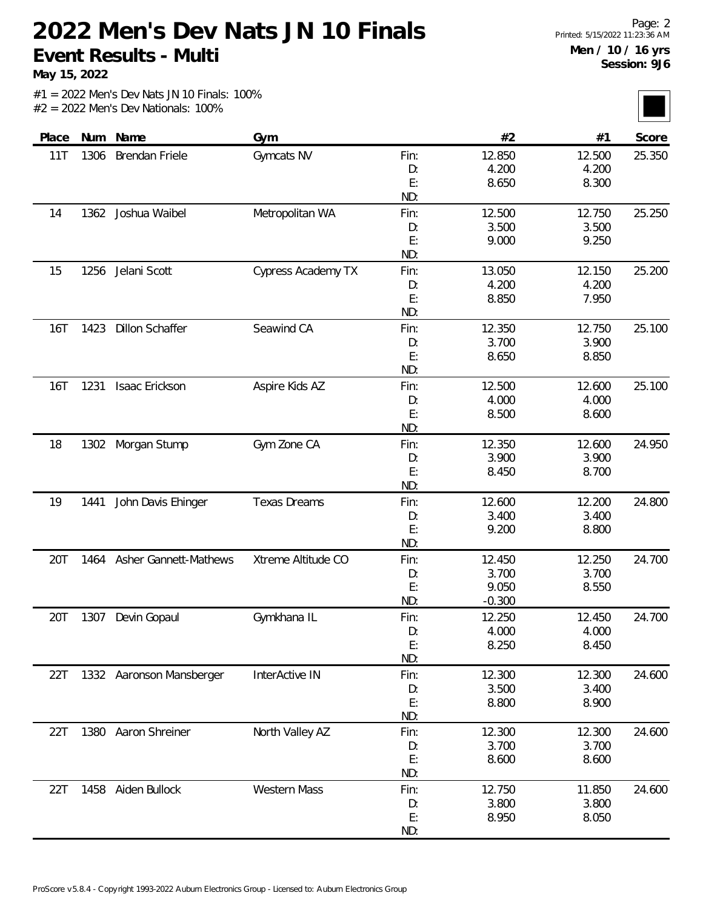# 2022 Men's Dev Nats JN 10 Finals

**Event Results - Multi**

**May 15, 2022**

**Men / 10 / 16 yrs**
**Session: 9J6**

#1 = 2022 Men's Dev Nats JN 10 Finals: 100%
#2 = 2022 Men's Dev Nationals: 100%

| Place | Num | Name | Gym | | #2 | #1 | Score |
|---|---|---|---|---|---|---|---|
| 11T | 1306 | Brendan Friele | Gymcats NV | Fin: | 12.850 | 12.500 | 25.350 |
| | | | | D: | 4.200 | 4.200 | |
| | | | | E: | 8.650 | 8.300 | |
| | | | | ND: | | | |
| 14 | 1362 | Joshua Waibel | Metropolitan WA | Fin: | 12.500 | 12.750 | 25.250 |
| | | | | D: | 3.500 | 3.500 | |
| | | | | E: | 9.000 | 9.250 | |
| | | | | ND: | | | |
| 15 | 1256 | Jelani Scott | Cypress Academy TX | Fin: | 13.050 | 12.150 | 25.200 |
| | | | | D: | 4.200 | 4.200 | |
| | | | | E: | 8.850 | 7.950 | |
| | | | | ND: | | | |
| 16T | 1423 | Dillon Schaffer | Seawind CA | Fin: | 12.350 | 12.750 | 25.100 |
| | | | | D: | 3.700 | 3.900 | |
| | | | | E: | 8.650 | 8.850 | |
| | | | | ND: | | | |
| 16T | 1231 | Isaac Erickson | Aspire Kids AZ | Fin: | 12.500 | 12.600 | 25.100 |
| | | | | D: | 4.000 | 4.000 | |
| | | | | E: | 8.500 | 8.600 | |
| | | | | ND: | | | |
| 18 | 1302 | Morgan Stump | Gym Zone CA | Fin: | 12.350 | 12.600 | 24.950 |
| | | | | D: | 3.900 | 3.900 | |
| | | | | E: | 8.450 | 8.700 | |
| | | | | ND: | | | |
| 19 | 1441 | John Davis Ehinger | Texas Dreams | Fin: | 12.600 | 12.200 | 24.800 |
| | | | | D: | 3.400 | 3.400 | |
| | | | | E: | 9.200 | 8.800 | |
| | | | | ND: | | | |
| 20T | 1464 | Asher Gannett-Mathews | Xtreme Altitude CO | Fin: | 12.450 | 12.250 | 24.700 |
| | | | | D: | 3.700 | 3.700 | |
| | | | | E: | 9.050 | 8.550 | |
| | | | | ND: | -0.300 | | |
| 20T | 1307 | Devin Gopaul | Gymkhana IL | Fin: | 12.250 | 12.450 | 24.700 |
| | | | | D: | 4.000 | 4.000 | |
| | | | | E: | 8.250 | 8.450 | |
| | | | | ND: | | | |
| 22T | 1332 | Aaronson Mansberger | InterActive IN | Fin: | 12.300 | 12.300 | 24.600 |
| | | | | D: | 3.500 | 3.400 | |
| | | | | E: | 8.800 | 8.900 | |
| | | | | ND: | | | |
| 22T | 1380 | Aaron Shreiner | North Valley AZ | Fin: | 12.300 | 12.300 | 24.600 |
| | | | | D: | 3.700 | 3.700 | |
| | | | | E: | 8.600 | 8.600 | |
| | | | | ND: | | | |
| 22T | 1458 | Aiden Bullock | Western Mass | Fin: | 12.750 | 11.850 | 24.600 |
| | | | | D: | 3.800 | 3.800 | |
| | | | | E: | 8.950 | 8.050 | |
| | | | | ND: | | | |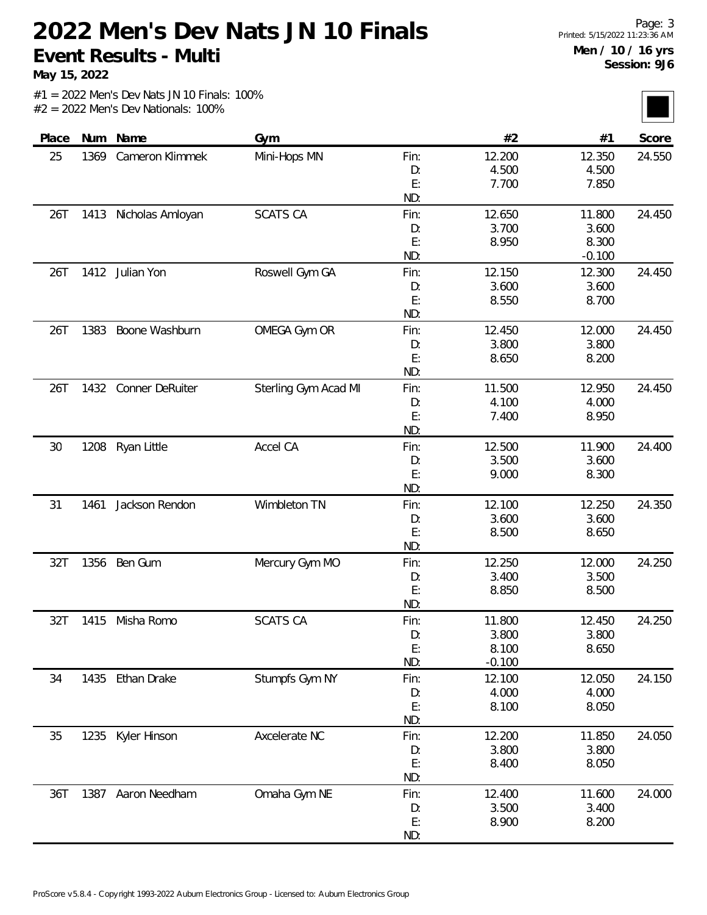# 2022 Men's Dev Nats JN 10 Finals

## Event Results - Multi

**May 15, 2022**

**Men / 10 / 16 yrs**
**Session: 9J6**

#1 = 2022 Men's Dev Nats JN 10 Finals: 100%
#2 = 2022 Men's Dev Nationals: 100%

| Place | Num | Name | Gym | | #2 | #1 | Score |
|---|---|---|---|---|---|---|---|
| 25 | 1369 | Cameron Klimmek | Mini-Hops MN | Fin: | 12.200 | 12.350 | 24.550 |
| | | | | D: | 4.500 | 4.500 | |
| | | | | E: | 7.700 | 7.850 | |
| | | | | ND: | | | |
| 26T | 1413 | Nicholas Amloyan | SCATS CA | Fin: | 12.650 | 11.800 | 24.450 |
| | | | | D: | 3.700 | 3.600 | |
| | | | | E: | 8.950 | 8.300 | |
| | | | | ND: | | -0.100 | |
| 26T | 1412 | Julian Yon | Roswell Gym GA | Fin: | 12.150 | 12.300 | 24.450 |
| | | | | D: | 3.600 | 3.600 | |
| | | | | E: | 8.550 | 8.700 | |
| | | | | ND: | | | |
| 26T | 1383 | Boone Washburn | OMEGA Gym OR | Fin: | 12.450 | 12.000 | 24.450 |
| | | | | D: | 3.800 | 3.800 | |
| | | | | E: | 8.650 | 8.200 | |
| | | | | ND: | | | |
| 26T | 1432 | Conner DeRuiter | Sterling Gym Acad MI | Fin: | 11.500 | 12.950 | 24.450 |
| | | | | D: | 4.100 | 4.000 | |
| | | | | E: | 7.400 | 8.950 | |
| | | | | ND: | | | |
| 30 | 1208 | Ryan Little | Accel CA | Fin: | 12.500 | 11.900 | 24.400 |
| | | | | D: | 3.500 | 3.600 | |
| | | | | E: | 9.000 | 8.300 | |
| | | | | ND: | | | |
| 31 | 1461 | Jackson Rendon | Wimbleton TN | Fin: | 12.100 | 12.250 | 24.350 |
| | | | | D: | 3.600 | 3.600 | |
| | | | | E: | 8.500 | 8.650 | |
| | | | | ND: | | | |
| 32T | 1356 | Ben Gum | Mercury Gym MO | Fin: | 12.250 | 12.000 | 24.250 |
| | | | | D: | 3.400 | 3.500 | |
| | | | | E: | 8.850 | 8.500 | |
| | | | | ND: | | | |
| 32T | 1415 | Misha Romo | SCATS CA | Fin: | 11.800 | 12.450 | 24.250 |
| | | | | D: | 3.800 | 3.800 | |
| | | | | E: | 8.100 | 8.650 | |
| | | | | ND: | -0.100 | | |
| 34 | 1435 | Ethan Drake | Stumpfs Gym NY | Fin: | 12.100 | 12.050 | 24.150 |
| | | | | D: | 4.000 | 4.000 | |
| | | | | E: | 8.100 | 8.050 | |
| | | | | ND: | | | |
| 35 | 1235 | Kyler Hinson | Axcelerate NC | Fin: | 12.200 | 11.850 | 24.050 |
| | | | | D: | 3.800 | 3.800 | |
| | | | | E: | 8.400 | 8.050 | |
| | | | | ND: | | | |
| 36T | 1387 | Aaron Needham | Omaha Gym NE | Fin: | 12.400 | 11.600 | 24.000 |
| | | | | D: | 3.500 | 3.400 | |
| | | | | E: | 8.900 | 8.200 | |
| | | | | ND: | | | |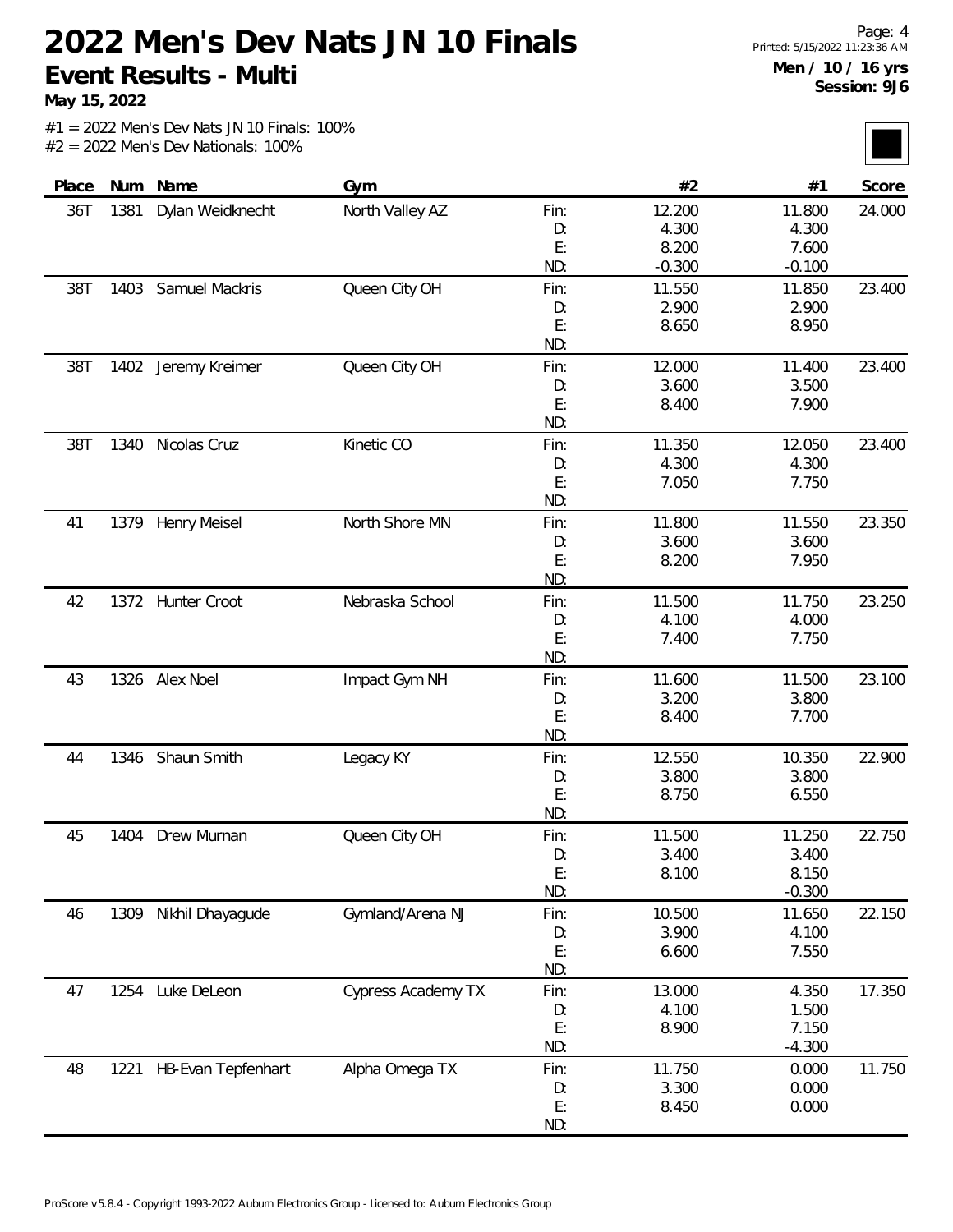# 2022 Men's Dev Nats JN 10 Finals

## Event Results - Multi

**May 15, 2022**

**Men / 10 / 16 yrs**
**Session: 9J6**

#1 = 2022 Men's Dev Nats JN 10 Finals: 100%
#2 = 2022 Men's Dev Nationals: 100%

| Place | Num | Name | Gym | | #2 | #1 | Score |
|---|---|---|---|---|---|---|---|
| 36T | 1381 | Dylan Weidknecht | North Valley AZ | Fin: | 12.200 | 11.800 | 24.000 |
| | | | | D: | 4.300 | 4.300 | |
| | | | | E: | 8.200 | 7.600 | |
| | | | | ND: | -0.300 | -0.100 | |
| 38T | 1403 | Samuel Mackris | Queen City OH | Fin: | 11.550 | 11.850 | 23.400 |
| | | | | D: | 2.900 | 2.900 | |
| | | | | E: | 8.650 | 8.950 | |
| | | | | ND: | | | |
| 38T | 1402 | Jeremy Kreimer | Queen City OH | Fin: | 12.000 | 11.400 | 23.400 |
| | | | | D: | 3.600 | 3.500 | |
| | | | | E: | 8.400 | 7.900 | |
| | | | | ND: | | | |
| 38T | 1340 | Nicolas Cruz | Kinetic CO | Fin: | 11.350 | 12.050 | 23.400 |
| | | | | D: | 4.300 | 4.300 | |
| | | | | E: | 7.050 | 7.750 | |
| | | | | ND: | | | |
| 41 | 1379 | Henry Meisel | North Shore MN | Fin: | 11.800 | 11.550 | 23.350 |
| | | | | D: | 3.600 | 3.600 | |
| | | | | E: | 8.200 | 7.950 | |
| | | | | ND: | | | |
| 42 | 1372 | Hunter Croot | Nebraska School | Fin: | 11.500 | 11.750 | 23.250 |
| | | | | D: | 4.100 | 4.000 | |
| | | | | E: | 7.400 | 7.750 | |
| | | | | ND: | | | |
| 43 | 1326 | Alex Noel | Impact Gym NH | Fin: | 11.600 | 11.500 | 23.100 |
| | | | | D: | 3.200 | 3.800 | |
| | | | | E: | 8.400 | 7.700 | |
| | | | | ND: | | | |
| 44 | 1346 | Shaun Smith | Legacy KY | Fin: | 12.550 | 10.350 | 22.900 |
| | | | | D: | 3.800 | 3.800 | |
| | | | | E: | 8.750 | 6.550 | |
| | | | | ND: | | | |
| 45 | 1404 | Drew Murnan | Queen City OH | Fin: | 11.500 | 11.250 | 22.750 |
| | | | | D: | 3.400 | 3.400 | |
| | | | | E: | 8.100 | 8.150 | |
| | | | | ND: | | -0.300 | |
| 46 | 1309 | Nikhil Dhayagude | Gymland/Arena NJ | Fin: | 10.500 | 11.650 | 22.150 |
| | | | | D: | 3.900 | 4.100 | |
| | | | | E: | 6.600 | 7.550 | |
| | | | | ND: | | | |
| 47 | 1254 | Luke DeLeon | Cypress Academy TX | Fin: | 13.000 | 4.350 | 17.350 |
| | | | | D: | 4.100 | 1.500 | |
| | | | | E: | 8.900 | 7.150 | |
| | | | | ND: | | -4.300 | |
| 48 | 1221 | HB-Evan Tepfenhart | Alpha Omega TX | Fin: | 11.750 | 0.000 | 11.750 |
| | | | | D: | 3.300 | 0.000 | |
| | | | | E: | 8.450 | 0.000 | |
| | | | | ND: | | | |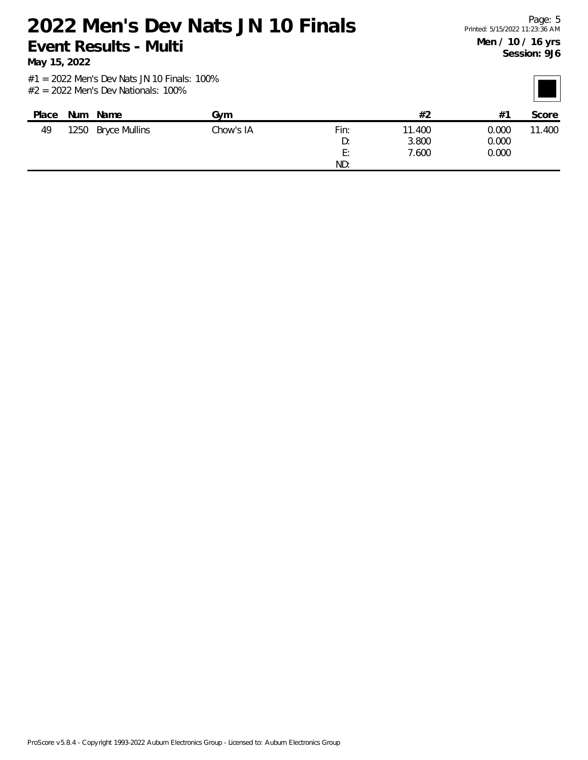# 2022 Men's Dev Nats JN 10 Finals

## Event Results - Multi

**May 15, 2022**

**Men / 10 / 16 yrs**
**Session: 9J6**

#1 = 2022 Men's Dev Nats JN 10 Finals: 100%
#2 = 2022 Men's Dev Nationals: 100%

| Place | Num | Name | Gym | | #2 | #1 | Score |
|---|---|---|---|---|---|---|---|
| 49 | 1250 | Bryce Mullins | Chow's IA | Fin: | 11.400 | 0.000 | 11.400 |
| | | | | D: | 3.800 | 0.000 | |
| | | | | E: | 7.600 | 0.000 | |
| | | | | ND: | | | |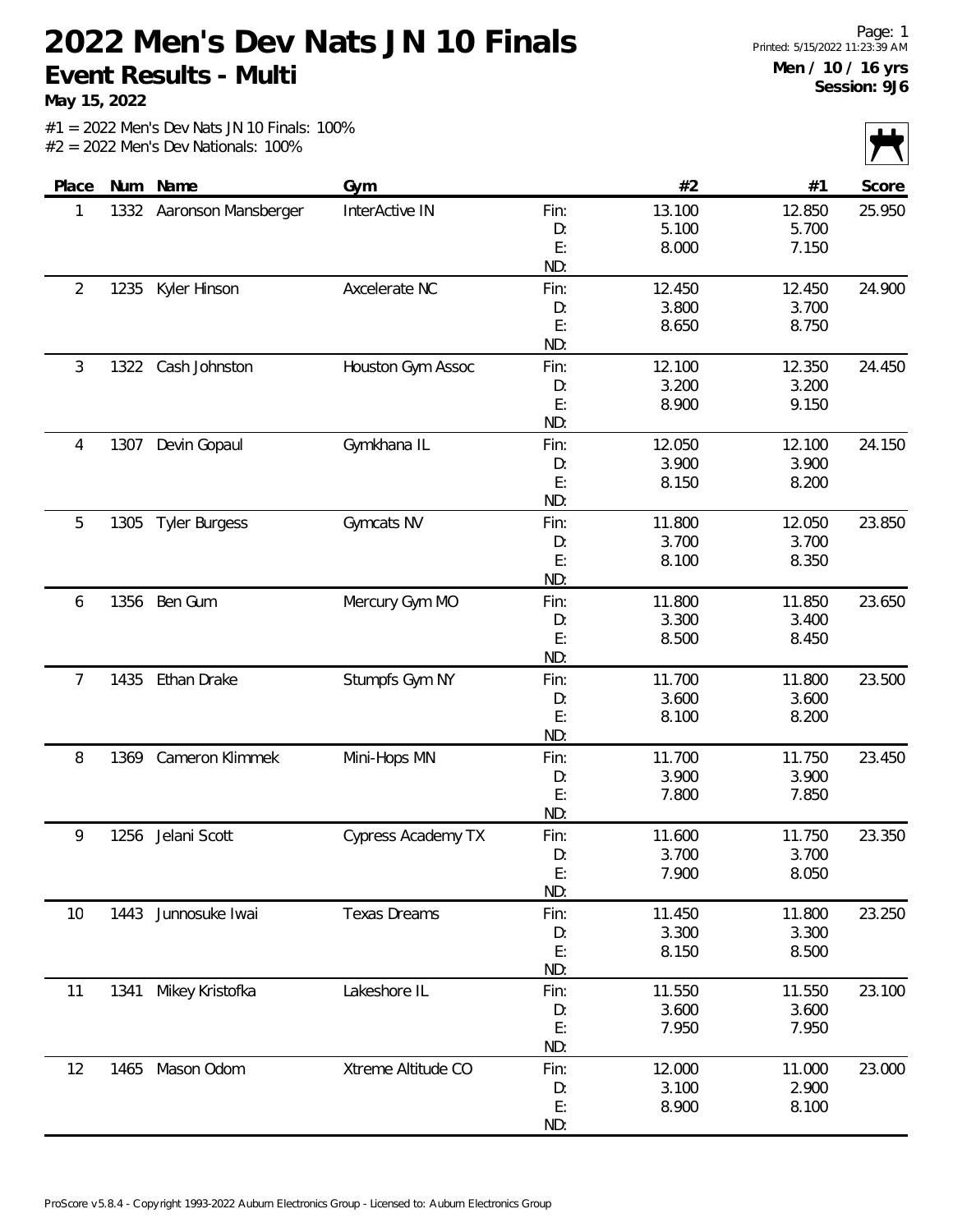# 2022 Men's Dev Nats JN 10 Finals

## Event Results - Multi

**May 15, 2022**

**Men / 10 / 16 yrs**
**Session: 9J6**

#1 = 2022 Men's Dev Nats JN 10 Finals: 100%
#2 = 2022 Men's Dev Nationals: 100%

| Place | Num | Name | Gym | | #2 | #1 | Score |
|---|---|---|---|---|---|---|---|
| 1 | 1332 | Aaronson Mansberger | InterActive IN | Fin: | 13.100 | 12.850 | 25.950 |
| | | | | D: | 5.100 | 5.700 | |
| | | | | E: | 8.000 | 7.150 | |
| | | | | ND: | | | |
| 2 | 1235 | Kyler Hinson | Axcelerate NC | Fin: | 12.450 | 12.450 | 24.900 |
| | | | | D: | 3.800 | 3.700 | |
| | | | | E: | 8.650 | 8.750 | |
| | | | | ND: | | | |
| 3 | 1322 | Cash Johnston | Houston Gym Assoc | Fin: | 12.100 | 12.350 | 24.450 |
| | | | | D: | 3.200 | 3.200 | |
| | | | | E: | 8.900 | 9.150 | |
| | | | | ND: | | | |
| 4 | 1307 | Devin Gopaul | Gymkhana IL | Fin: | 12.050 | 12.100 | 24.150 |
| | | | | D: | 3.900 | 3.900 | |
| | | | | E: | 8.150 | 8.200 | |
| | | | | ND: | | | |
| 5 | 1305 | Tyler Burgess | Gymcats NV | Fin: | 11.800 | 12.050 | 23.850 |
| | | | | D: | 3.700 | 3.700 | |
| | | | | E: | 8.100 | 8.350 | |
| | | | | ND: | | | |
| 6 | 1356 | Ben Gum | Mercury Gym MO | Fin: | 11.800 | 11.850 | 23.650 |
| | | | | D: | 3.300 | 3.400 | |
| | | | | E: | 8.500 | 8.450 | |
| | | | | ND: | | | |
| 7 | 1435 | Ethan Drake | Stumpfs Gym NY | Fin: | 11.700 | 11.800 | 23.500 |
| | | | | D: | 3.600 | 3.600 | |
| | | | | E: | 8.100 | 8.200 | |
| | | | | ND: | | | |
| 8 | 1369 | Cameron Klimmek | Mini-Hops MN | Fin: | 11.700 | 11.750 | 23.450 |
| | | | | D: | 3.900 | 3.900 | |
| | | | | E: | 7.800 | 7.850 | |
| | | | | ND: | | | |
| 9 | 1256 | Jelani Scott | Cypress Academy TX | Fin: | 11.600 | 11.750 | 23.350 |
| | | | | D: | 3.700 | 3.700 | |
| | | | | E: | 7.900 | 8.050 | |
| | | | | ND: | | | |
| 10 | 1443 | Junnosuke Iwai | Texas Dreams | Fin: | 11.450 | 11.800 | 23.250 |
| | | | | D: | 3.300 | 3.300 | |
| | | | | E: | 8.150 | 8.500 | |
| | | | | ND: | | | |
| 11 | 1341 | Mikey Kristofka | Lakeshore IL | Fin: | 11.550 | 11.550 | 23.100 |
| | | | | D: | 3.600 | 3.600 | |
| | | | | E: | 7.950 | 7.950 | |
| | | | | ND: | | | |
| 12 | 1465 | Mason Odom | Xtreme Altitude CO | Fin: | 12.000 | 11.000 | 23.000 |
| | | | | D: | 3.100 | 2.900 | |
| | | | | E: | 8.900 | 8.100 | |
| | | | | ND: | | | |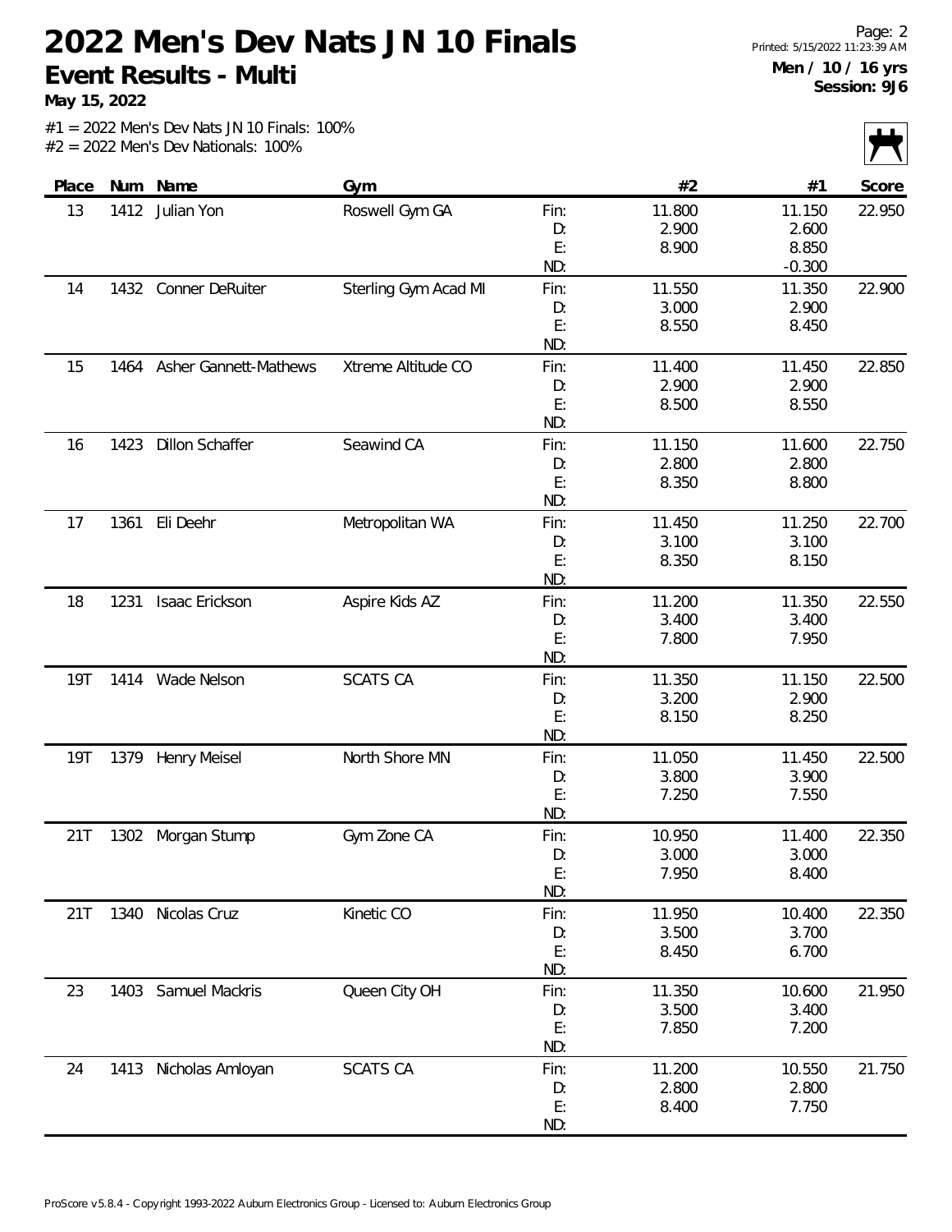# 2022 Men's Dev Nats JN 10 Finals

**Event Results - Multi**

**May 15, 2022**

Printed: 5/15/2022 11:23:39 AM

**Men / 10 / 16 yrs**
**Session: 9J6**

#1 = 2022 Men's Dev Nats JN 10 Finals: 100%
#2 = 2022 Men's Dev Nationals: 100%

| Place | Num | Name | Gym | | #2 | #1 | Score |
|---|---|---|---|---|---|---|---|
| 13 | 1412 | Julian Yon | Roswell Gym GA | Fin: | 11.800 | 11.150 | 22.950 |
| | | | | D: | 2.900 | 2.600 | |
| | | | | E: | 8.900 | 8.850 | |
| | | | | ND: | | -0.300 | |
| 14 | 1432 | Conner DeRuiter | Sterling Gym Acad MI | Fin: | 11.550 | 11.350 | 22.900 |
| | | | | D: | 3.000 | 2.900 | |
| | | | | E: | 8.550 | 8.450 | |
| | | | | ND: | | | |
| 15 | 1464 | Asher Gannett-Mathews | Xtreme Altitude CO | Fin: | 11.400 | 11.450 | 22.850 |
| | | | | D: | 2.900 | 2.900 | |
| | | | | E: | 8.500 | 8.550 | |
| | | | | ND: | | | |
| 16 | 1423 | Dillon Schaffer | Seawind CA | Fin: | 11.150 | 11.600 | 22.750 |
| | | | | D: | 2.800 | 2.800 | |
| | | | | E: | 8.350 | 8.800 | |
| | | | | ND: | | | |
| 17 | 1361 | Eli Deehr | Metropolitan WA | Fin: | 11.450 | 11.250 | 22.700 |
| | | | | D: | 3.100 | 3.100 | |
| | | | | E: | 8.350 | 8.150 | |
| | | | | ND: | | | |
| 18 | 1231 | Isaac Erickson | Aspire Kids AZ | Fin: | 11.200 | 11.350 | 22.550 |
| | | | | D: | 3.400 | 3.400 | |
| | | | | E: | 7.800 | 7.950 | |
| | | | | ND: | | | |
| 19T | 1414 | Wade Nelson | SCATS CA | Fin: | 11.350 | 11.150 | 22.500 |
| | | | | D: | 3.200 | 2.900 | |
| | | | | E: | 8.150 | 8.250 | |
| | | | | ND: | | | |
| 19T | 1379 | Henry Meisel | North Shore MN | Fin: | 11.050 | 11.450 | 22.500 |
| | | | | D: | 3.800 | 3.900 | |
| | | | | E: | 7.250 | 7.550 | |
| | | | | ND: | | | |
| 21T | 1302 | Morgan Stump | Gym Zone CA | Fin: | 10.950 | 11.400 | 22.350 |
| | | | | D: | 3.000 | 3.000 | |
| | | | | E: | 7.950 | 8.400 | |
| | | | | ND: | | | |
| 21T | 1340 | Nicolas Cruz | Kinetic CO | Fin: | 11.950 | 10.400 | 22.350 |
| | | | | D: | 3.500 | 3.700 | |
| | | | | E: | 8.450 | 6.700 | |
| | | | | ND: | | | |
| 23 | 1403 | Samuel Mackris | Queen City OH | Fin: | 11.350 | 10.600 | 21.950 |
| | | | | D: | 3.500 | 3.400 | |
| | | | | E: | 7.850 | 7.200 | |
| | | | | ND: | | | |
| 24 | 1413 | Nicholas Amloyan | SCATS CA | Fin: | 11.200 | 10.550 | 21.750 |
| | | | | D: | 2.800 | 2.800 | |
| | | | | E: | 8.400 | 7.750 | |
| | | | | ND: | | | |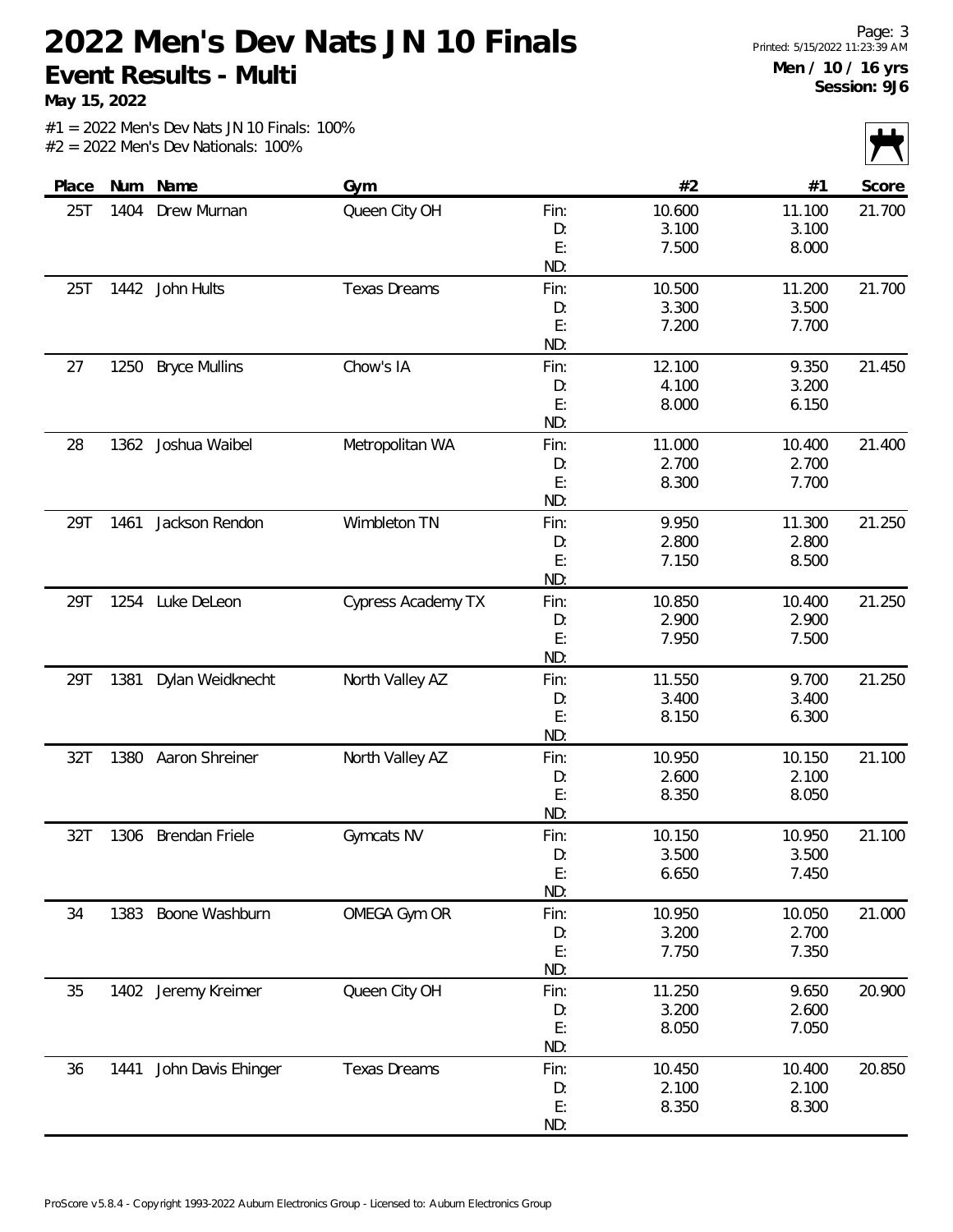# 2022 Men's Dev Nats JN 10 Finals

## Event Results - Multi

**May 15, 2022**

Men / 10 / 16 yrs
Session: 9J6

#1 = 2022 Men's Dev Nats JN 10 Finals: 100%
#2 = 2022 Men's Dev Nationals: 100%

| Place | Num | Name | Gym | | #2 | #1 | Score |
|---|---|---|---|---|---|---|---|
| 25T | 1404 | Drew Murnan | Queen City OH | Fin: | 10.600 | 11.100 | 21.700 |
| | | | | D: | 3.100 | 3.100 | |
| | | | | E: | 7.500 | 8.000 | |
| | | | | ND: | | | |
| 25T | 1442 | John Hults | Texas Dreams | Fin: | 10.500 | 11.200 | 21.700 |
| | | | | D: | 3.300 | 3.500 | |
| | | | | E: | 7.200 | 7.700 | |
| | | | | ND: | | | |
| 27 | 1250 | Bryce Mullins | Chow's IA | Fin: | 12.100 | 9.350 | 21.450 |
| | | | | D: | 4.100 | 3.200 | |
| | | | | E: | 8.000 | 6.150 | |
| | | | | ND: | | | |
| 28 | 1362 | Joshua Waibel | Metropolitan WA | Fin: | 11.000 | 10.400 | 21.400 |
| | | | | D: | 2.700 | 2.700 | |
| | | | | E: | 8.300 | 7.700 | |
| | | | | ND: | | | |
| 29T | 1461 | Jackson Rendon | Wimbleton TN | Fin: | 9.950 | 11.300 | 21.250 |
| | | | | D: | 2.800 | 2.800 | |
| | | | | E: | 7.150 | 8.500 | |
| | | | | ND: | | | |
| 29T | 1254 | Luke DeLeon | Cypress Academy TX | Fin: | 10.850 | 10.400 | 21.250 |
| | | | | D: | 2.900 | 2.900 | |
| | | | | E: | 7.950 | 7.500 | |
| | | | | ND: | | | |
| 29T | 1381 | Dylan Weidknecht | North Valley AZ | Fin: | 11.550 | 9.700 | 21.250 |
| | | | | D: | 3.400 | 3.400 | |
| | | | | E: | 8.150 | 6.300 | |
| | | | | ND: | | | |
| 32T | 1380 | Aaron Shreiner | North Valley AZ | Fin: | 10.950 | 10.150 | 21.100 |
| | | | | D: | 2.600 | 2.100 | |
| | | | | E: | 8.350 | 8.050 | |
| | | | | ND: | | | |
| 32T | 1306 | Brendan Friele | Gymcats NV | Fin: | 10.150 | 10.950 | 21.100 |
| | | | | D: | 3.500 | 3.500 | |
| | | | | E: | 6.650 | 7.450 | |
| | | | | ND: | | | |
| 34 | 1383 | Boone Washburn | OMEGA Gym OR | Fin: | 10.950 | 10.050 | 21.000 |
| | | | | D: | 3.200 | 2.700 | |
| | | | | E: | 7.750 | 7.350 | |
| | | | | ND: | | | |
| 35 | 1402 | Jeremy Kreimer | Queen City OH | Fin: | 11.250 | 9.650 | 20.900 |
| | | | | D: | 3.200 | 2.600 | |
| | | | | E: | 8.050 | 7.050 | |
| | | | | ND: | | | |
| 36 | 1441 | John Davis Ehinger | Texas Dreams | Fin: | 10.450 | 10.400 | 20.850 |
| | | | | D: | 2.100 | 2.100 | |
| | | | | E: | 8.350 | 8.300 | |
| | | | | ND: | | | |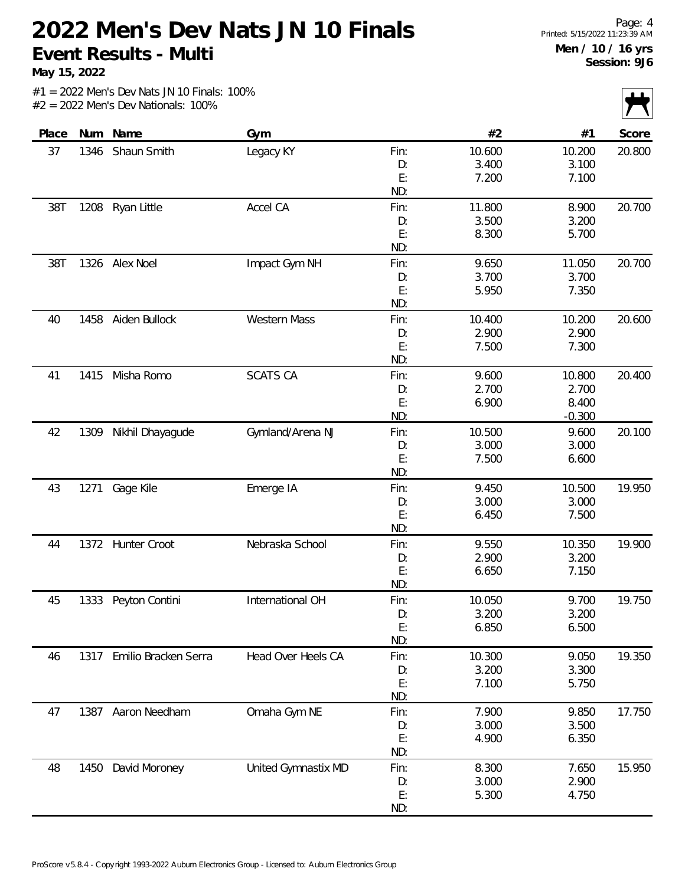# 2022 Men's Dev Nats JN 10 Finals

**Event Results - Multi**

**May 15, 2022**

Page: 4
Printed: 5/15/2022 11:23:39 AM

**Men / 10 / 16 yrs**
**Session: 9J6**

#1 = 2022 Men's Dev Nats JN 10 Finals: 100%
#2 = 2022 Men's Dev Nationals: 100%

| Place | Num | Name | Gym | | #2 | #1 | Score |
|---|---|---|---|---|---|---|---|
| 37 | 1346 | Shaun Smith | Legacy KY | Fin: | 10.600 | 10.200 | 20.800 |
| | | | | D: | 3.400 | 3.100 | |
| | | | | E: | 7.200 | 7.100 | |
| | | | | ND: | | | |
| 38T | 1208 | Ryan Little | Accel CA | Fin: | 11.800 | 8.900 | 20.700 |
| | | | | D: | 3.500 | 3.200 | |
| | | | | E: | 8.300 | 5.700 | |
| | | | | ND: | | | |
| 38T | 1326 | Alex Noel | Impact Gym NH | Fin: | 9.650 | 11.050 | 20.700 |
| | | | | D: | 3.700 | 3.700 | |
| | | | | E: | 5.950 | 7.350 | |
| | | | | ND: | | | |
| 40 | 1458 | Aiden Bullock | Western Mass | Fin: | 10.400 | 10.200 | 20.600 |
| | | | | D: | 2.900 | 2.900 | |
| | | | | E: | 7.500 | 7.300 | |
| | | | | ND: | | | |
| 41 | 1415 | Misha Romo | SCATS CA | Fin: | 9.600 | 10.800 | 20.400 |
| | | | | D: | 2.700 | 2.700 | |
| | | | | E: | 6.900 | 8.400 | |
| | | | | ND: | | -0.300 | |
| 42 | 1309 | Nikhil Dhayagude | Gymland/Arena NJ | Fin: | 10.500 | 9.600 | 20.100 |
| | | | | D: | 3.000 | 3.000 | |
| | | | | E: | 7.500 | 6.600 | |
| | | | | ND: | | | |
| 43 | 1271 | Gage Kile | Emerge IA | Fin: | 9.450 | 10.500 | 19.950 |
| | | | | D: | 3.000 | 3.000 | |
| | | | | E: | 6.450 | 7.500 | |
| | | | | ND: | | | |
| 44 | 1372 | Hunter Croot | Nebraska School | Fin: | 9.550 | 10.350 | 19.900 |
| | | | | D: | 2.900 | 3.200 | |
| | | | | E: | 6.650 | 7.150 | |
| | | | | ND: | | | |
| 45 | 1333 | Peyton Contini | International OH | Fin: | 10.050 | 9.700 | 19.750 |
| | | | | D: | 3.200 | 3.200 | |
| | | | | E: | 6.850 | 6.500 | |
| | | | | ND: | | | |
| 46 | 1317 | Emilio Bracken Serra | Head Over Heels CA | Fin: | 10.300 | 9.050 | 19.350 |
| | | | | D: | 3.200 | 3.300 | |
| | | | | E: | 7.100 | 5.750 | |
| | | | | ND: | | | |
| 47 | 1387 | Aaron Needham | Omaha Gym NE | Fin: | 7.900 | 9.850 | 17.750 |
| | | | | D: | 3.000 | 3.500 | |
| | | | | E: | 4.900 | 6.350 | |
| | | | | ND: | | | |
| 48 | 1450 | David Moroney | United Gymnastix MD | Fin: | 8.300 | 7.650 | 15.950 |
| | | | | D: | 3.000 | 2.900 | |
| | | | | E: | 5.300 | 4.750 | |
| | | | | ND: | | | |

ProScore v5.8.4 - Copyright 1993-2022 Auburn Electronics Group - Licensed to: Auburn Electronics Group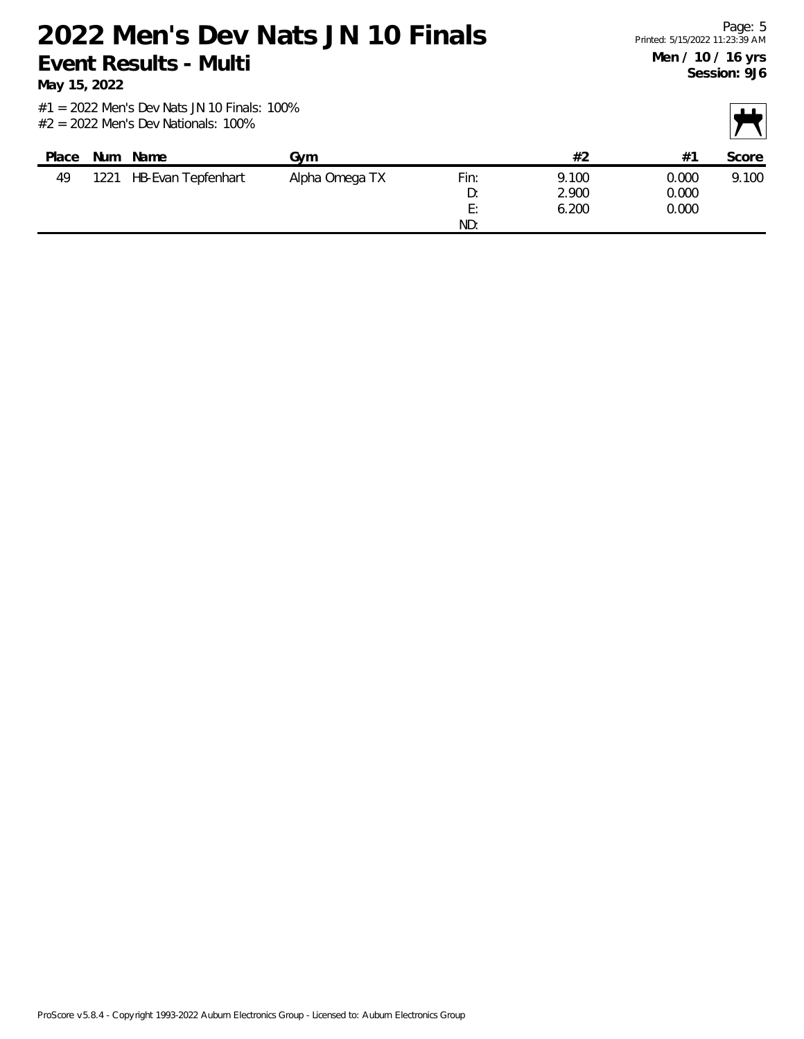# 2022 Men's Dev Nats JN 10 Finals

## Event Results - Multi

**May 15, 2022**

**Men / 10 / 16 yrs**
**Session: 9J6**

#1 = 2022 Men's Dev Nats JN 10 Finals: 100%
#2 = 2022 Men's Dev Nationals: 100%

| Place | Num | Name | Gym | | #2 | #1 | Score |
|---|---|---|---|---|---|---|---|
| 49 | 1221 | HB-Evan Tepfenhart | Alpha Omega TX | Fin: | 9.100 | 0.000 | 9.100 |
| | | | | D: | 2.900 | 0.000 | |
| | | | | E: | 6.200 | 0.000 | |
| | | | | ND: | | | |

ProScore v5.8.4 - Copyright 1993-2022 Auburn Electronics Group - Licensed to: Auburn Electronics Group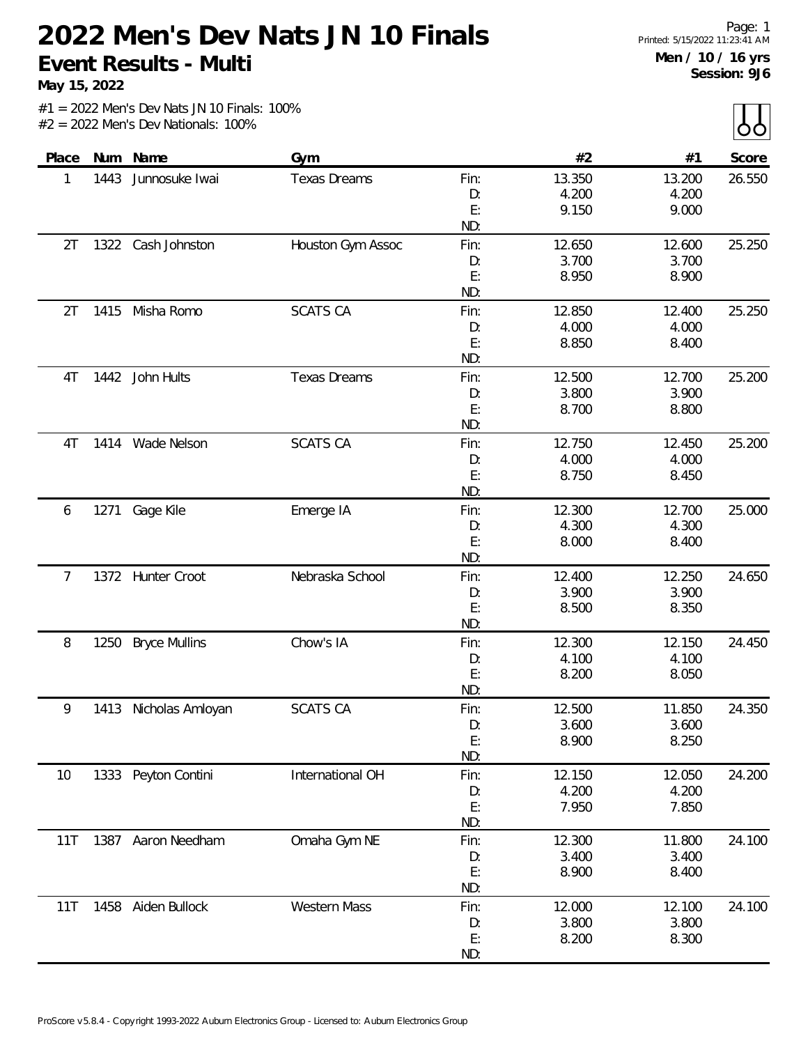# 2022 Men's Dev Nats JN 10 Finals

## Event Results - Multi

**May 15, 2022**

Page: 1
Printed: 5/15/2022 11:23:41 AM

**Men / 10 / 16 yrs**
**Session: 9J6**

#1 = 2022 Men's Dev Nats JN 10 Finals: 100%
#2 = 2022 Men's Dev Nationals: 100%

| Place | Num | Name | Gym | | #2 | #1 | Score |
|---|---|---|---|---|---|---|---|
| 1 | 1443 | Junnosuke Iwai | Texas Dreams | Fin: | 13.350 | 13.200 | 26.550 |
| | | | | D: | 4.200 | 4.200 | |
| | | | | E: | 9.150 | 9.000 | |
| | | | | ND: | | | |
| 2T | 1322 | Cash Johnston | Houston Gym Assoc | Fin: | 12.650 | 12.600 | 25.250 |
| | | | | D: | 3.700 | 3.700 | |
| | | | | E: | 8.950 | 8.900 | |
| | | | | ND: | | | |
| 2T | 1415 | Misha Romo | SCATS CA | Fin: | 12.850 | 12.400 | 25.250 |
| | | | | D: | 4.000 | 4.000 | |
| | | | | E: | 8.850 | 8.400 | |
| | | | | ND: | | | |
| 4T | 1442 | John Hults | Texas Dreams | Fin: | 12.500 | 12.700 | 25.200 |
| | | | | D: | 3.800 | 3.900 | |
| | | | | E: | 8.700 | 8.800 | |
| | | | | ND: | | | |
| 4T | 1414 | Wade Nelson | SCATS CA | Fin: | 12.750 | 12.450 | 25.200 |
| | | | | D: | 4.000 | 4.000 | |
| | | | | E: | 8.750 | 8.450 | |
| | | | | ND: | | | |
| 6 | 1271 | Gage Kile | Emerge IA | Fin: | 12.300 | 12.700 | 25.000 |
| | | | | D: | 4.300 | 4.300 | |
| | | | | E: | 8.000 | 8.400 | |
| | | | | ND: | | | |
| 7 | 1372 | Hunter Croot | Nebraska School | Fin: | 12.400 | 12.250 | 24.650 |
| | | | | D: | 3.900 | 3.900 | |
| | | | | E: | 8.500 | 8.350 | |
| | | | | ND: | | | |
| 8 | 1250 | Bryce Mullins | Chow's IA | Fin: | 12.300 | 12.150 | 24.450 |
| | | | | D: | 4.100 | 4.100 | |
| | | | | E: | 8.200 | 8.050 | |
| | | | | ND: | | | |
| 9 | 1413 | Nicholas Amloyan | SCATS CA | Fin: | 12.500 | 11.850 | 24.350 |
| | | | | D: | 3.600 | 3.600 | |
| | | | | E: | 8.900 | 8.250 | |
| | | | | ND: | | | |
| 10 | 1333 | Peyton Contini | International OH | Fin: | 12.150 | 12.050 | 24.200 |
| | | | | D: | 4.200 | 4.200 | |
| | | | | E: | 7.950 | 7.850 | |
| | | | | ND: | | | |
| 11T | 1387 | Aaron Needham | Omaha Gym NE | Fin: | 12.300 | 11.800 | 24.100 |
| | | | | D: | 3.400 | 3.400 | |
| | | | | E: | 8.900 | 8.400 | |
| | | | | ND: | | | |
| 11T | 1458 | Aiden Bullock | Western Mass | Fin: | 12.000 | 12.100 | 24.100 |
| | | | | D: | 3.800 | 3.800 | |
| | | | | E: | 8.200 | 8.300 | |
| | | | | ND: | | | |

ProScore v5.8.4 - Copyright 1993-2022 Auburn Electronics Group - Licensed to: Auburn Electronics Group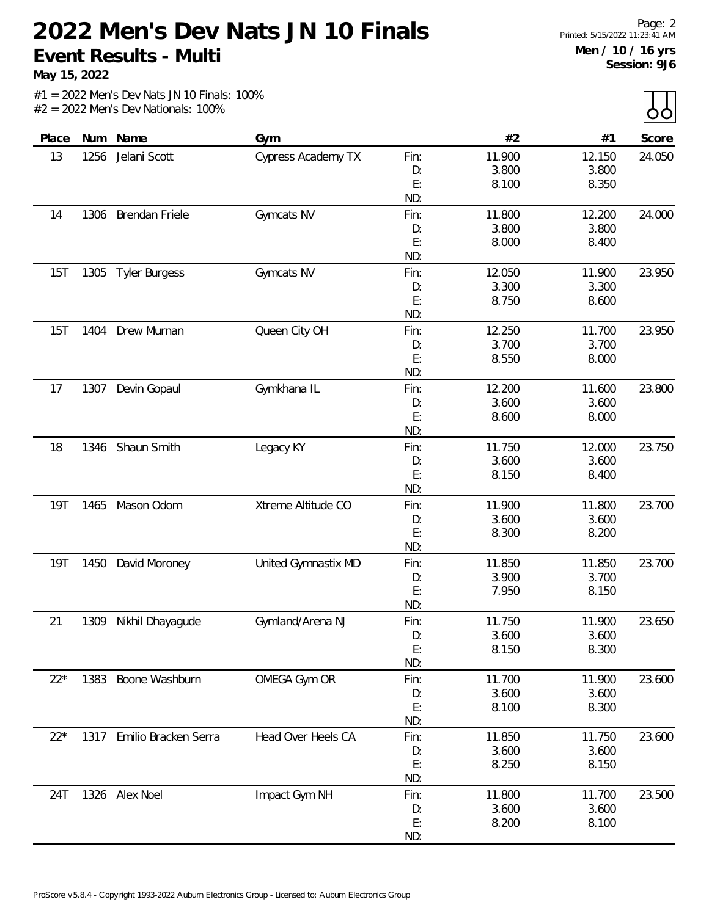# 2022 Men's Dev Nats JN 10 Finals

## Event Results - Multi

**May 15, 2022**

Printed: 5/15/2022 11:23:41 AM

**Men / 10 / 16 yrs**
**Session: 9J6**

#1 = 2022 Men's Dev Nats JN 10 Finals: 100%
#2 = 2022 Men's Dev Nationals: 100%

| Place | Num | Name | Gym | | #2 | #1 | Score |
|---|---|---|---|---|---|---|---|
| 13 | 1256 | Jelani Scott | Cypress Academy TX | Fin: | 11.900 | 12.150 | 24.050 |
| | | | | D: | 3.800 | 3.800 | |
| | | | | E: | 8.100 | 8.350 | |
| | | | | ND: | | | |
| 14 | 1306 | Brendan Friele | Gymcats NV | Fin: | 11.800 | 12.200 | 24.000 |
| | | | | D: | 3.800 | 3.800 | |
| | | | | E: | 8.000 | 8.400 | |
| | | | | ND: | | | |
| 15T | 1305 | Tyler Burgess | Gymcats NV | Fin: | 12.050 | 11.900 | 23.950 |
| | | | | D: | 3.300 | 3.300 | |
| | | | | E: | 8.750 | 8.600 | |
| | | | | ND: | | | |
| 15T | 1404 | Drew Murnan | Queen City OH | Fin: | 12.250 | 11.700 | 23.950 |
| | | | | D: | 3.700 | 3.700 | |
| | | | | E: | 8.550 | 8.000 | |
| | | | | ND: | | | |
| 17 | 1307 | Devin Gopaul | Gymkhana IL | Fin: | 12.200 | 11.600 | 23.800 |
| | | | | D: | 3.600 | 3.600 | |
| | | | | E: | 8.600 | 8.000 | |
| | | | | ND: | | | |
| 18 | 1346 | Shaun Smith | Legacy KY | Fin: | 11.750 | 12.000 | 23.750 |
| | | | | D: | 3.600 | 3.600 | |
| | | | | E: | 8.150 | 8.400 | |
| | | | | ND: | | | |
| 19T | 1465 | Mason Odom | Xtreme Altitude CO | Fin: | 11.900 | 11.800 | 23.700 |
| | | | | D: | 3.600 | 3.600 | |
| | | | | E: | 8.300 | 8.200 | |
| | | | | ND: | | | |
| 19T | 1450 | David Moroney | United Gymnastix MD | Fin: | 11.850 | 11.850 | 23.700 |
| | | | | D: | 3.900 | 3.700 | |
| | | | | E: | 7.950 | 8.150 | |
| | | | | ND: | | | |
| 21 | 1309 | Nikhil Dhayagude | Gymland/Arena NJ | Fin: | 11.750 | 11.900 | 23.650 |
| | | | | D: | 3.600 | 3.600 | |
| | | | | E: | 8.150 | 8.300 | |
| | | | | ND: | | | |
| 22* | 1383 | Boone Washburn | OMEGA Gym OR | Fin: | 11.700 | 11.900 | 23.600 |
| | | | | D: | 3.600 | 3.600 | |
| | | | | E: | 8.100 | 8.300 | |
| | | | | ND: | | | |
| 22* | 1317 | Emilio Bracken Serra | Head Over Heels CA | Fin: | 11.850 | 11.750 | 23.600 |
| | | | | D: | 3.600 | 3.600 | |
| | | | | E: | 8.250 | 8.150 | |
| | | | | ND: | | | |
| 24T | 1326 | Alex Noel | Impact Gym NH | Fin: | 11.800 | 11.700 | 23.500 |
| | | | | D: | 3.600 | 3.600 | |
| | | | | E: | 8.200 | 8.100 | |
| | | | | ND: | | | |

ProScore v5.8.4 - Copyright 1993-2022 Auburn Electronics Group - Licensed to: Auburn Electronics Group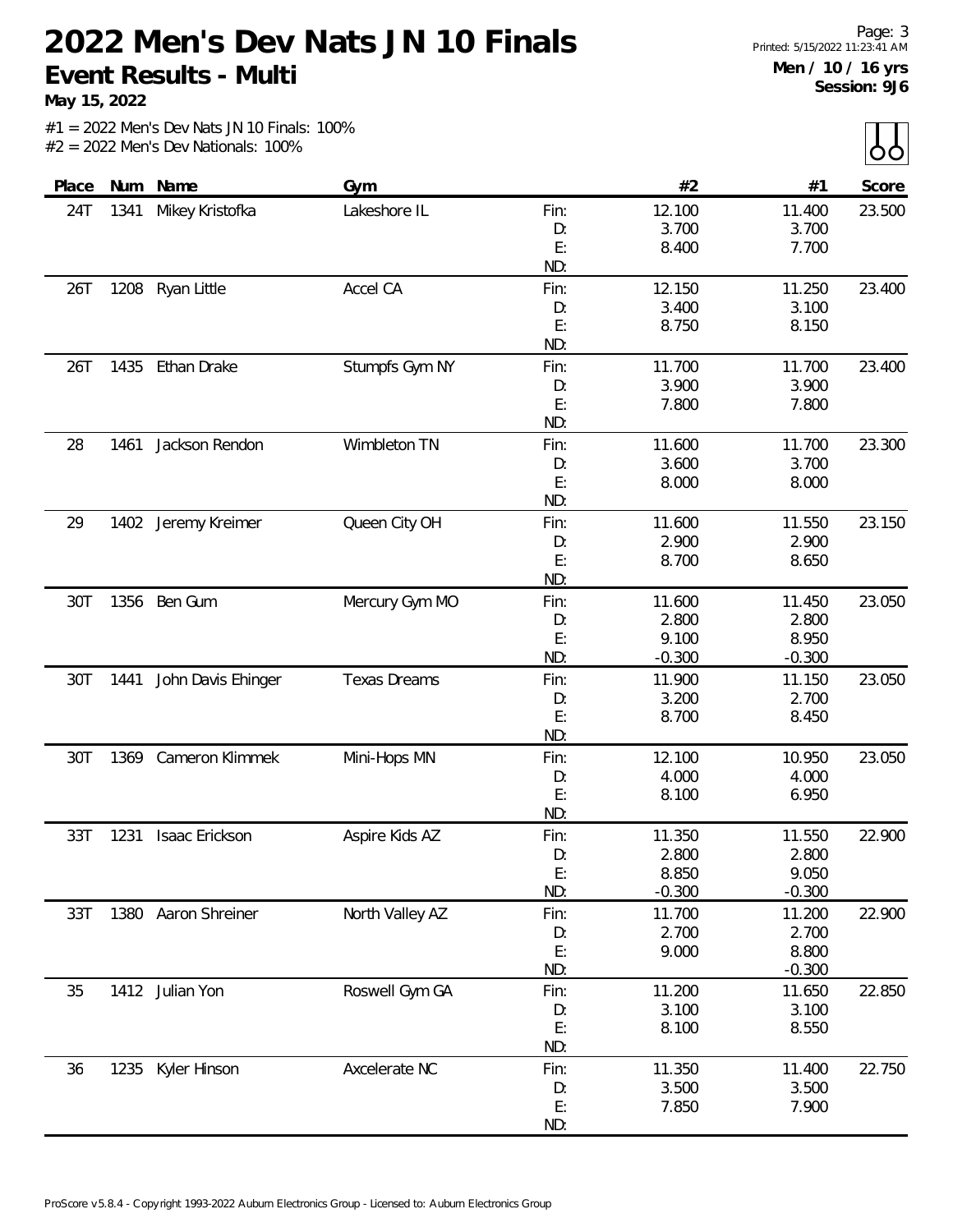# 2022 Men's Dev Nats JN 10 Finals

## Event Results - Multi

**May 15, 2022**

Printed: 5/15/2022 11:23:41 AM

**Men / 10 / 16 yrs**
**Session: 9J6**

#1 = 2022 Men's Dev Nats JN 10 Finals: 100%
#2 = 2022 Men's Dev Nationals: 100%

| Place | Num | Name | Gym | | #2 | #1 | Score |
|---|---|---|---|---|---|---|---|
| 24T | 1341 | Mikey Kristofka | Lakeshore IL | Fin: | 12.100 | 11.400 | 23.500 |
| | | | | D: | 3.700 | 3.700 | |
| | | | | E: | 8.400 | 7.700 | |
| | | | | ND: | | | |
| 26T | 1208 | Ryan Little | Accel CA | Fin: | 12.150 | 11.250 | 23.400 |
| | | | | D: | 3.400 | 3.100 | |
| | | | | E: | 8.750 | 8.150 | |
| | | | | ND: | | | |
| 26T | 1435 | Ethan Drake | Stumpfs Gym NY | Fin: | 11.700 | 11.700 | 23.400 |
| | | | | D: | 3.900 | 3.900 | |
| | | | | E: | 7.800 | 7.800 | |
| | | | | ND: | | | |
| 28 | 1461 | Jackson Rendon | Wimbleton TN | Fin: | 11.600 | 11.700 | 23.300 |
| | | | | D: | 3.600 | 3.700 | |
| | | | | E: | 8.000 | 8.000 | |
| | | | | ND: | | | |
| 29 | 1402 | Jeremy Kreimer | Queen City OH | Fin: | 11.600 | 11.550 | 23.150 |
| | | | | D: | 2.900 | 2.900 | |
| | | | | E: | 8.700 | 8.650 | |
| | | | | ND: | | | |
| 30T | 1356 | Ben Gum | Mercury Gym MO | Fin: | 11.600 | 11.450 | 23.050 |
| | | | | D: | 2.800 | 2.800 | |
| | | | | E: | 9.100 | 8.950 | |
| | | | | ND: | -0.300 | -0.300 | |
| 30T | 1441 | John Davis Ehinger | Texas Dreams | Fin: | 11.900 | 11.150 | 23.050 |
| | | | | D: | 3.200 | 2.700 | |
| | | | | E: | 8.700 | 8.450 | |
| | | | | ND: | | | |
| 30T | 1369 | Cameron Klimmek | Mini-Hops MN | Fin: | 12.100 | 10.950 | 23.050 |
| | | | | D: | 4.000 | 4.000 | |
| | | | | E: | 8.100 | 6.950 | |
| | | | | ND: | | | |
| 33T | 1231 | Isaac Erickson | Aspire Kids AZ | Fin: | 11.350 | 11.550 | 22.900 |
| | | | | D: | 2.800 | 2.800 | |
| | | | | E: | 8.850 | 9.050 | |
| | | | | ND: | -0.300 | -0.300 | |
| 33T | 1380 | Aaron Shreiner | North Valley AZ | Fin: | 11.700 | 11.200 | 22.900 |
| | | | | D: | 2.700 | 2.700 | |
| | | | | E: | 9.000 | 8.800 | |
| | | | | ND: | | -0.300 | |
| 35 | 1412 | Julian Yon | Roswell Gym GA | Fin: | 11.200 | 11.650 | 22.850 |
| | | | | D: | 3.100 | 3.100 | |
| | | | | E: | 8.100 | 8.550 | |
| | | | | ND: | | | |
| 36 | 1235 | Kyler Hinson | Axcelerate NC | Fin: | 11.350 | 11.400 | 22.750 |
| | | | | D: | 3.500 | 3.500 | |
| | | | | E: | 7.850 | 7.900 | |
| | | | | ND: | | | |

ProScore v5.8.4 - Copyright 1993-2022 Auburn Electronics Group - Licensed to: Auburn Electronics Group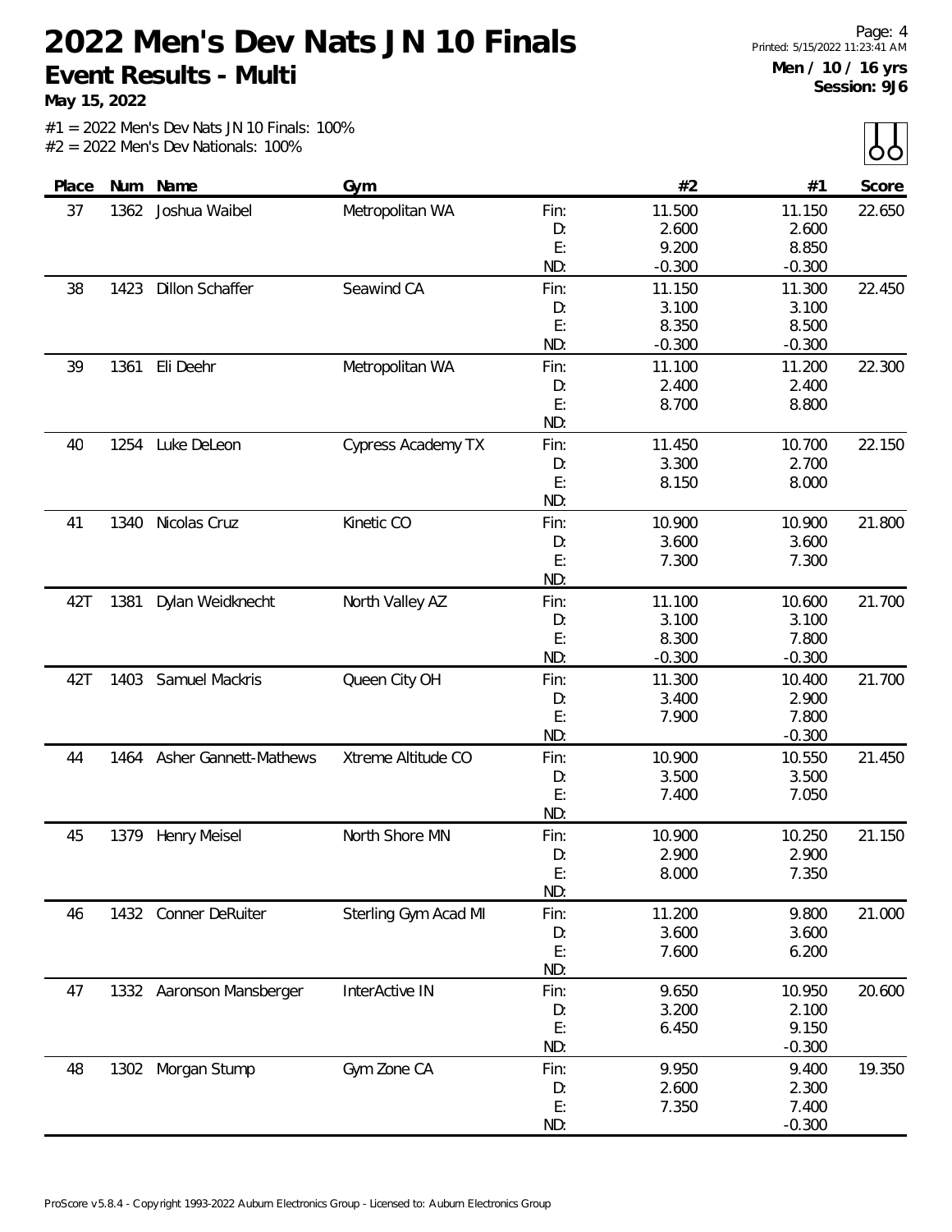# 2022 Men's Dev Nats JN 10 Finals

## Event Results - Multi

**May 15, 2022**

Men / 10 / 16 yrs
Session: 9J6

#1 = 2022 Men's Dev Nats JN 10 Finals: 100%
#2 = 2022 Men's Dev Nationals: 100%

| Place | Num | Name | Gym | | #2 | #1 | Score |
|---|---|---|---|---|---|---|---|
| 37 | 1362 | Joshua Waibel | Metropolitan WA | Fin: | 11.500 | 11.150 | 22.650 |
| | | | | D: | 2.600 | 2.600 | |
| | | | | E: | 9.200 | 8.850 | |
| | | | | ND: | -0.300 | -0.300 | |
| 38 | 1423 | Dillon Schaffer | Seawind CA | Fin: | 11.150 | 11.300 | 22.450 |
| | | | | D: | 3.100 | 3.100 | |
| | | | | E: | 8.350 | 8.500 | |
| | | | | ND: | -0.300 | -0.300 | |
| 39 | 1361 | Eli Deehr | Metropolitan WA | Fin: | 11.100 | 11.200 | 22.300 |
| | | | | D: | 2.400 | 2.400 | |
| | | | | E: | 8.700 | 8.800 | |
| | | | | ND: | | | |
| 40 | 1254 | Luke DeLeon | Cypress Academy TX | Fin: | 11.450 | 10.700 | 22.150 |
| | | | | D: | 3.300 | 2.700 | |
| | | | | E: | 8.150 | 8.000 | |
| | | | | ND: | | | |
| 41 | 1340 | Nicolas Cruz | Kinetic CO | Fin: | 10.900 | 10.900 | 21.800 |
| | | | | D: | 3.600 | 3.600 | |
| | | | | E: | 7.300 | 7.300 | |
| | | | | ND: | | | |
| 42T | 1381 | Dylan Weidknecht | North Valley AZ | Fin: | 11.100 | 10.600 | 21.700 |
| | | | | D: | 3.100 | 3.100 | |
| | | | | E: | 8.300 | 7.800 | |
| | | | | ND: | -0.300 | -0.300 | |
| 42T | 1403 | Samuel Mackris | Queen City OH | Fin: | 11.300 | 10.400 | 21.700 |
| | | | | D: | 3.400 | 2.900 | |
| | | | | E: | 7.900 | 7.800 | |
| | | | | ND: | | -0.300 | |
| 44 | 1464 | Asher Gannett-Mathews | Xtreme Altitude CO | Fin: | 10.900 | 10.550 | 21.450 |
| | | | | D: | 3.500 | 3.500 | |
| | | | | E: | 7.400 | 7.050 | |
| | | | | ND: | | | |
| 45 | 1379 | Henry Meisel | North Shore MN | Fin: | 10.900 | 10.250 | 21.150 |
| | | | | D: | 2.900 | 2.900 | |
| | | | | E: | 8.000 | 7.350 | |
| | | | | ND: | | | |
| 46 | 1432 | Conner DeRuiter | Sterling Gym Acad MI | Fin: | 11.200 | 9.800 | 21.000 |
| | | | | D: | 3.600 | 3.600 | |
| | | | | E: | 7.600 | 6.200 | |
| | | | | ND: | | | |
| 47 | 1332 | Aaronson Mansberger | InterActive IN | Fin: | 9.650 | 10.950 | 20.600 |
| | | | | D: | 3.200 | 2.100 | |
| | | | | E: | 6.450 | 9.150 | |
| | | | | ND: | | -0.300 | |
| 48 | 1302 | Morgan Stump | Gym Zone CA | Fin: | 9.950 | 9.400 | 19.350 |
| | | | | D: | 2.600 | 2.300 | |
| | | | | E: | 7.350 | 7.400 | |
| | | | | ND: | | -0.300 | |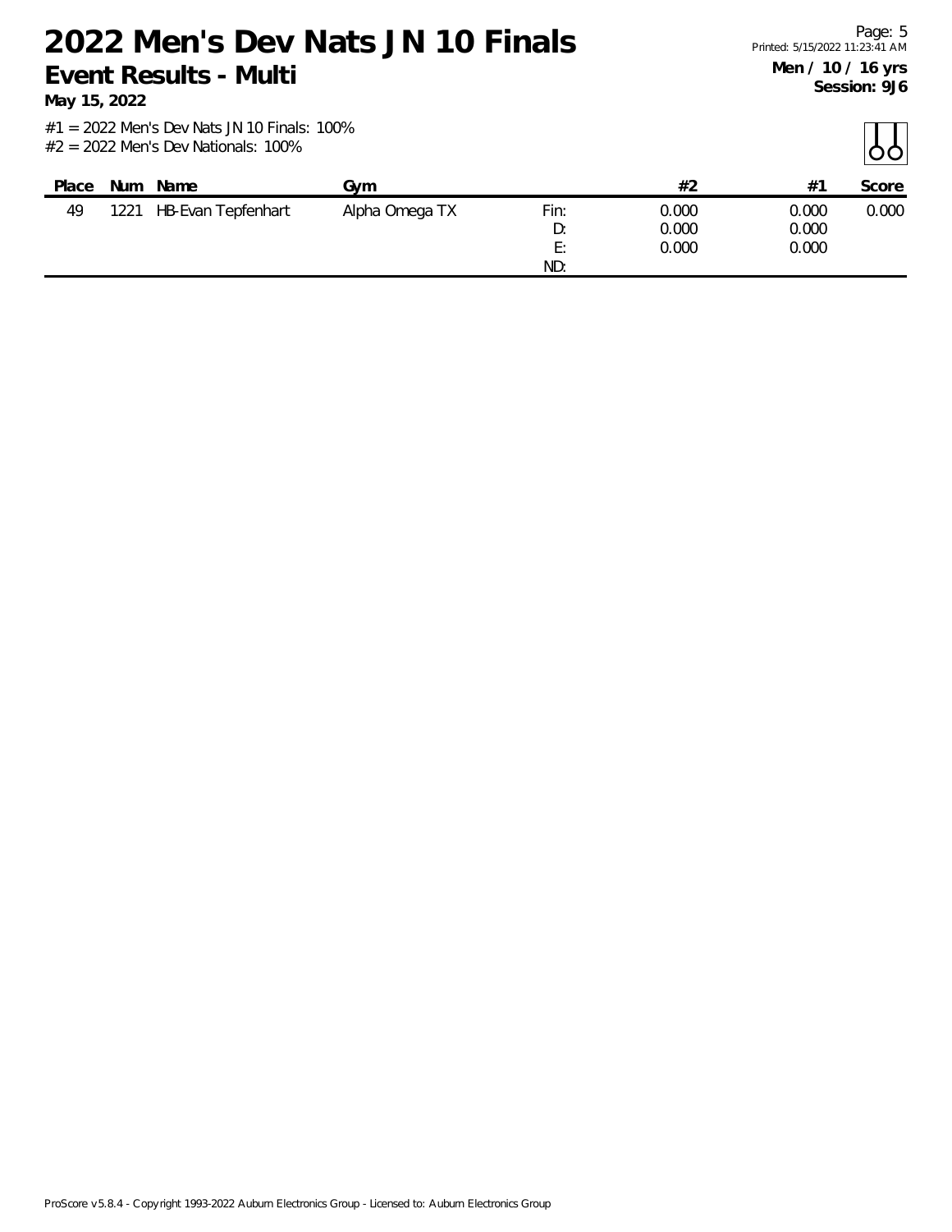# 2022 Men's Dev Nats JN 10 Finals

## Event Results - Multi

**May 15, 2022**

**Men / 10 / 16 yrs**
**Session: 9J6**

#1 = 2022 Men's Dev Nats JN 10 Finals: 100%
#2 = 2022 Men's Dev Nationals: 100%

| Place | Num | Name | Gym | | #2 | #1 | Score |
|---|---|---|---|---|---|---|---|
| 49 | 1221 | HB-Evan Tepfenhart | Alpha Omega TX | Fin: | 0.000 | 0.000 | 0.000 |
| | | | | D: | 0.000 | 0.000 | |
| | | | | E: | 0.000 | 0.000 | |
| | | | | ND: | | | |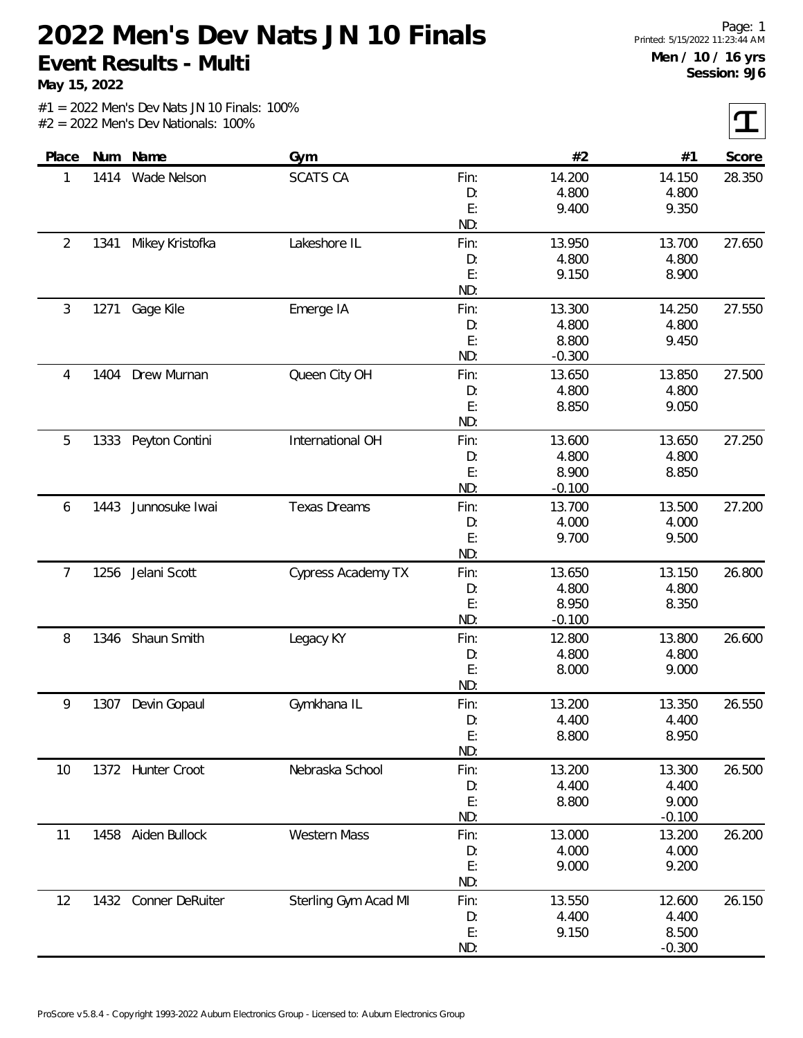# 2022 Men's Dev Nats JN 10 Finals

## Event Results - Multi

**May 15, 2022**

Printed: 5/15/2022 11:23:44 AM

**Men / 10 / 16 yrs**
**Session: 9J6**

#1 = 2022 Men's Dev Nats JN 10 Finals: 100%
#2 = 2022 Men's Dev Nationals: 100%

| Place | Num | Name | Gym | | #2 | #1 | Score |
|---|---|---|---|---|---|---|---|
| 1 | 1414 | Wade Nelson | SCATS CA | Fin: | 14.200 | 14.150 | 28.350 |
| | | | | D: | 4.800 | 4.800 | |
| | | | | E: | 9.400 | 9.350 | |
| | | | | ND: | | | |
| 2 | 1341 | Mikey Kristofka | Lakeshore IL | Fin: | 13.950 | 13.700 | 27.650 |
| | | | | D: | 4.800 | 4.800 | |
| | | | | E: | 9.150 | 8.900 | |
| | | | | ND: | | | |
| 3 | 1271 | Gage Kile | Emerge IA | Fin: | 13.300 | 14.250 | 27.550 |
| | | | | D: | 4.800 | 4.800 | |
| | | | | E: | 8.800 | 9.450 | |
| | | | | ND: | -0.300 | | |
| 4 | 1404 | Drew Murnan | Queen City OH | Fin: | 13.650 | 13.850 | 27.500 |
| | | | | D: | 4.800 | 4.800 | |
| | | | | E: | 8.850 | 9.050 | |
| | | | | ND: | | | |
| 5 | 1333 | Peyton Contini | International OH | Fin: | 13.600 | 13.650 | 27.250 |
| | | | | D: | 4.800 | 4.800 | |
| | | | | E: | 8.900 | 8.850 | |
| | | | | ND: | -0.100 | | |
| 6 | 1443 | Junnosuke Iwai | Texas Dreams | Fin: | 13.700 | 13.500 | 27.200 |
| | | | | D: | 4.000 | 4.000 | |
| | | | | E: | 9.700 | 9.500 | |
| | | | | ND: | | | |
| 7 | 1256 | Jelani Scott | Cypress Academy TX | Fin: | 13.650 | 13.150 | 26.800 |
| | | | | D: | 4.800 | 4.800 | |
| | | | | E: | 8.950 | 8.350 | |
| | | | | ND: | -0.100 | | |
| 8 | 1346 | Shaun Smith | Legacy KY | Fin: | 12.800 | 13.800 | 26.600 |
| | | | | D: | 4.800 | 4.800 | |
| | | | | E: | 8.000 | 9.000 | |
| | | | | ND: | | | |
| 9 | 1307 | Devin Gopaul | Gymkhana IL | Fin: | 13.200 | 13.350 | 26.550 |
| | | | | D: | 4.400 | 4.400 | |
| | | | | E: | 8.800 | 8.950 | |
| | | | | ND: | | | |
| 10 | 1372 | Hunter Croot | Nebraska School | Fin: | 13.200 | 13.300 | 26.500 |
| | | | | D: | 4.400 | 4.400 | |
| | | | | E: | 8.800 | 9.000 | |
| | | | | ND: | | -0.100 | |
| 11 | 1458 | Aiden Bullock | Western Mass | Fin: | 13.000 | 13.200 | 26.200 |
| | | | | D: | 4.000 | 4.000 | |
| | | | | E: | 9.000 | 9.200 | |
| | | | | ND: | | | |
| 12 | 1432 | Conner DeRuiter | Sterling Gym Acad MI | Fin: | 13.550 | 12.600 | 26.150 |
| | | | | D: | 4.400 | 4.400 | |
| | | | | E: | 9.150 | 8.500 | |
| | | | | ND: | | -0.300 | |

ProScore v5.8.4 - Copyright 1993-2022 Auburn Electronics Group - Licensed to: Auburn Electronics Group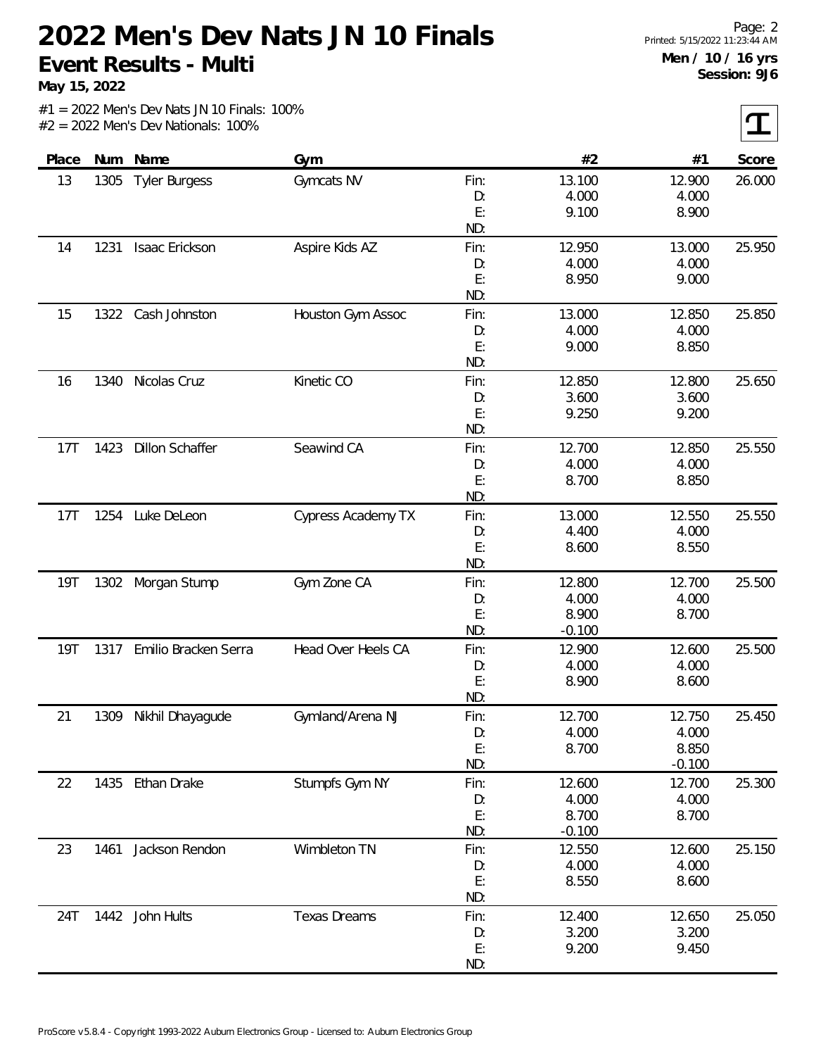# 2022 Men's Dev Nats JN 10 Finals

**Event Results - Multi**

**May 15, 2022**

**Men / 10 / 16 yrs**
**Session: 9J6**

#1 = 2022 Men's Dev Nats JN 10 Finals: 100%
#2 = 2022 Men's Dev Nationals: 100%

| Place | Num | Name | Gym | | #2 | #1 | Score |
|---|---|---|---|---|---|---|---|
| 13 | 1305 | Tyler Burgess | Gymcats NV | Fin: | 13.100 | 12.900 | 26.000 |
| | | | | D: | 4.000 | 4.000 | |
| | | | | E: | 9.100 | 8.900 | |
| | | | | ND: | | | |
| 14 | 1231 | Isaac Erickson | Aspire Kids AZ | Fin: | 12.950 | 13.000 | 25.950 |
| | | | | D: | 4.000 | 4.000 | |
| | | | | E: | 8.950 | 9.000 | |
| | | | | ND: | | | |
| 15 | 1322 | Cash Johnston | Houston Gym Assoc | Fin: | 13.000 | 12.850 | 25.850 |
| | | | | D: | 4.000 | 4.000 | |
| | | | | E: | 9.000 | 8.850 | |
| | | | | ND: | | | |
| 16 | 1340 | Nicolas Cruz | Kinetic CO | Fin: | 12.850 | 12.800 | 25.650 |
| | | | | D: | 3.600 | 3.600 | |
| | | | | E: | 9.250 | 9.200 | |
| | | | | ND: | | | |
| 17T | 1423 | Dillon Schaffer | Seawind CA | Fin: | 12.700 | 12.850 | 25.550 |
| | | | | D: | 4.000 | 4.000 | |
| | | | | E: | 8.700 | 8.850 | |
| | | | | ND: | | | |
| 17T | 1254 | Luke DeLeon | Cypress Academy TX | Fin: | 13.000 | 12.550 | 25.550 |
| | | | | D: | 4.400 | 4.000 | |
| | | | | E: | 8.600 | 8.550 | |
| | | | | ND: | | | |
| 19T | 1302 | Morgan Stump | Gym Zone CA | Fin: | 12.800 | 12.700 | 25.500 |
| | | | | D: | 4.000 | 4.000 | |
| | | | | E: | 8.900 | 8.700 | |
| | | | | ND: | -0.100 | | |
| 19T | 1317 | Emilio Bracken Serra | Head Over Heels CA | Fin: | 12.900 | 12.600 | 25.500 |
| | | | | D: | 4.000 | 4.000 | |
| | | | | E: | 8.900 | 8.600 | |
| | | | | ND: | | | |
| 21 | 1309 | Nikhil Dhayagude | Gymland/Arena NJ | Fin: | 12.700 | 12.750 | 25.450 |
| | | | | D: | 4.000 | 4.000 | |
| | | | | E: | 8.700 | 8.850 | |
| | | | | ND: | | -0.100 | |
| 22 | 1435 | Ethan Drake | Stumpfs Gym NY | Fin: | 12.600 | 12.700 | 25.300 |
| | | | | D: | 4.000 | 4.000 | |
| | | | | E: | 8.700 | 8.700 | |
| | | | | ND: | -0.100 | | |
| 23 | 1461 | Jackson Rendon | Wimbleton TN | Fin: | 12.550 | 12.600 | 25.150 |
| | | | | D: | 4.000 | 4.000 | |
| | | | | E: | 8.550 | 8.600 | |
| | | | | ND: | | | |
| 24T | 1442 | John Hults | Texas Dreams | Fin: | 12.400 | 12.650 | 25.050 |
| | | | | D: | 3.200 | 3.200 | |
| | | | | E: | 9.200 | 9.450 | |
| | | | | ND: | | | |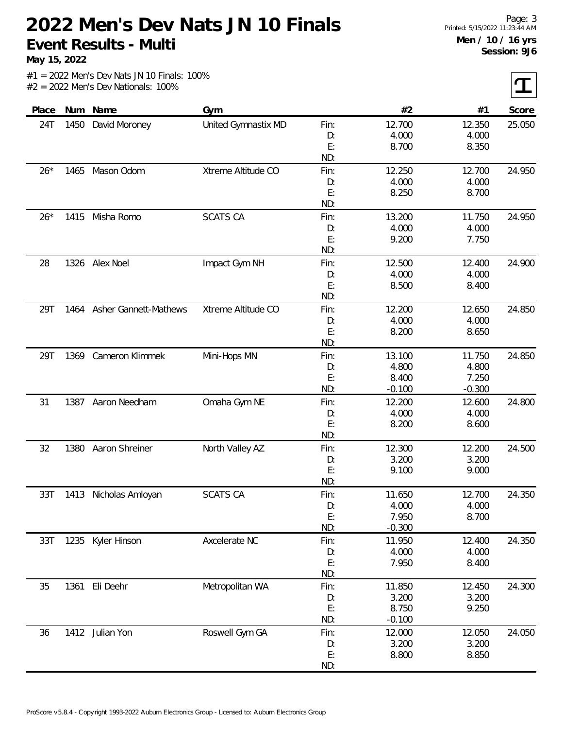# 2022 Men's Dev Nats JN 10 Finals

**Event Results - Multi**

**May 15, 2022**

Printed: 5/15/2022 11:23:44 AM

**Men / 10 / 16 yrs**
**Session: 9J6**

#1 = 2022 Men's Dev Nats JN 10 Finals: 100%
#2 = 2022 Men's Dev Nationals: 100%

| Place | Num | Name | Gym | | #2 | #1 | Score |
|---|---|---|---|---|---|---|---|
| 24T | 1450 | David Moroney | United Gymnastix MD | Fin: | 12.700 | 12.350 | 25.050 |
| | | | | D: | 4.000 | 4.000 | |
| | | | | E: | 8.700 | 8.350 | |
| | | | | ND: | | | |
| 26* | 1465 | Mason Odom | Xtreme Altitude CO | Fin: | 12.250 | 12.700 | 24.950 |
| | | | | D: | 4.000 | 4.000 | |
| | | | | E: | 8.250 | 8.700 | |
| | | | | ND: | | | |
| 26* | 1415 | Misha Romo | SCATS CA | Fin: | 13.200 | 11.750 | 24.950 |
| | | | | D: | 4.000 | 4.000 | |
| | | | | E: | 9.200 | 7.750 | |
| | | | | ND: | | | |
| 28 | 1326 | Alex Noel | Impact Gym NH | Fin: | 12.500 | 12.400 | 24.900 |
| | | | | D: | 4.000 | 4.000 | |
| | | | | E: | 8.500 | 8.400 | |
| | | | | ND: | | | |
| 29T | 1464 | Asher Gannett-Mathews | Xtreme Altitude CO | Fin: | 12.200 | 12.650 | 24.850 |
| | | | | D: | 4.000 | 4.000 | |
| | | | | E: | 8.200 | 8.650 | |
| | | | | ND: | | | |
| 29T | 1369 | Cameron Klimmek | Mini-Hops MN | Fin: | 13.100 | 11.750 | 24.850 |
| | | | | D: | 4.800 | 4.800 | |
| | | | | E: | 8.400 | 7.250 | |
| | | | | ND: | -0.100 | -0.300 | |
| 31 | 1387 | Aaron Needham | Omaha Gym NE | Fin: | 12.200 | 12.600 | 24.800 |
| | | | | D: | 4.000 | 4.000 | |
| | | | | E: | 8.200 | 8.600 | |
| | | | | ND: | | | |
| 32 | 1380 | Aaron Shreiner | North Valley AZ | Fin: | 12.300 | 12.200 | 24.500 |
| | | | | D: | 3.200 | 3.200 | |
| | | | | E: | 9.100 | 9.000 | |
| | | | | ND: | | | |
| 33T | 1413 | Nicholas Amloyan | SCATS CA | Fin: | 11.650 | 12.700 | 24.350 |
| | | | | D: | 4.000 | 4.000 | |
| | | | | E: | 7.950 | 8.700 | |
| | | | | ND: | -0.300 | | |
| 33T | 1235 | Kyler Hinson | Axcelerate NC | Fin: | 11.950 | 12.400 | 24.350 |
| | | | | D: | 4.000 | 4.000 | |
| | | | | E: | 7.950 | 8.400 | |
| | | | | ND: | | | |
| 35 | 1361 | Eli Deehr | Metropolitan WA | Fin: | 11.850 | 12.450 | 24.300 |
| | | | | D: | 3.200 | 3.200 | |
| | | | | E: | 8.750 | 9.250 | |
| | | | | ND: | -0.100 | | |
| 36 | 1412 | Julian Yon | Roswell Gym GA | Fin: | 12.000 | 12.050 | 24.050 |
| | | | | D: | 3.200 | 3.200 | |
| | | | | E: | 8.800 | 8.850 | |
| | | | | ND: | | | |

ProScore v5.8.4 - Copyright 1993-2022 Auburn Electronics Group - Licensed to: Auburn Electronics Group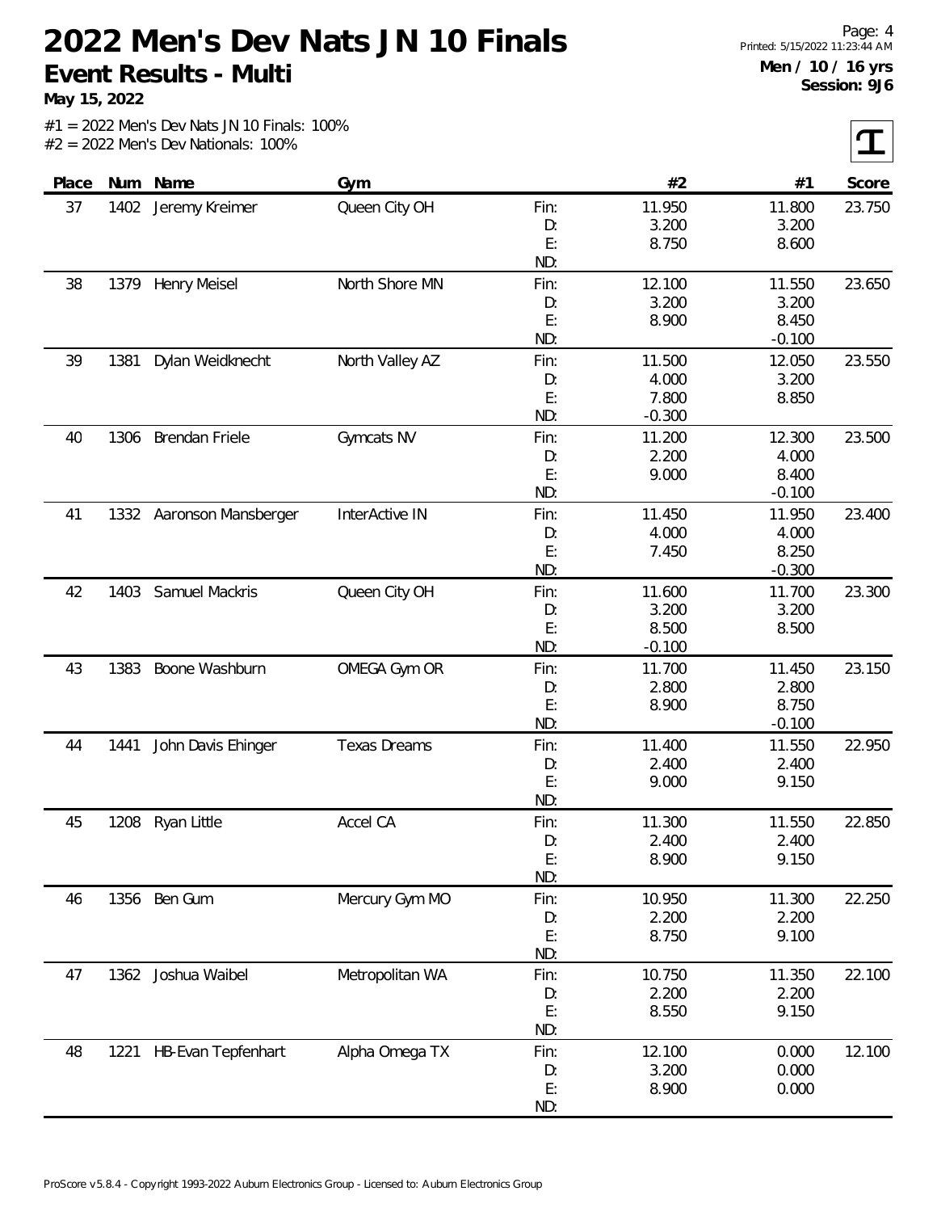# 2022 Men's Dev Nats JN 10 Finals

## Event Results - Multi

**May 15, 2022**

Men / 10 / 16 yrs
Session: 9J6

#1 = 2022 Men's Dev Nats JN 10 Finals: 100%
#2 = 2022 Men's Dev Nationals: 100%

| Place | Num | Name | Gym | | #2 | #1 | Score |
|---|---|---|---|---|---|---|---|
| 37 | 1402 | Jeremy Kreimer | Queen City OH | Fin: | 11.950 | 11.800 | 23.750 |
| | | | | D: | 3.200 | 3.200 | |
| | | | | E: | 8.750 | 8.600 | |
| | | | | ND: | | | |
| 38 | 1379 | Henry Meisel | North Shore MN | Fin: | 12.100 | 11.550 | 23.650 |
| | | | | D: | 3.200 | 3.200 | |
| | | | | E: | 8.900 | 8.450 | |
| | | | | ND: | | -0.100 | |
| 39 | 1381 | Dylan Weidknecht | North Valley AZ | Fin: | 11.500 | 12.050 | 23.550 |
| | | | | D: | 4.000 | 3.200 | |
| | | | | E: | 7.800 | 8.850 | |
| | | | | ND: | -0.300 | | |
| 40 | 1306 | Brendan Friele | Gymcats NV | Fin: | 11.200 | 12.300 | 23.500 |
| | | | | D: | 2.200 | 4.000 | |
| | | | | E: | 9.000 | 8.400 | |
| | | | | ND: | | -0.100 | |
| 41 | 1332 | Aaronson Mansberger | InterActive IN | Fin: | 11.450 | 11.950 | 23.400 |
| | | | | D: | 4.000 | 4.000 | |
| | | | | E: | 7.450 | 8.250 | |
| | | | | ND: | | -0.300 | |
| 42 | 1403 | Samuel Mackris | Queen City OH | Fin: | 11.600 | 11.700 | 23.300 |
| | | | | D: | 3.200 | 3.200 | |
| | | | | E: | 8.500 | 8.500 | |
| | | | | ND: | -0.100 | | |
| 43 | 1383 | Boone Washburn | OMEGA Gym OR | Fin: | 11.700 | 11.450 | 23.150 |
| | | | | D: | 2.800 | 2.800 | |
| | | | | E: | 8.900 | 8.750 | |
| | | | | ND: | | -0.100 | |
| 44 | 1441 | John Davis Ehinger | Texas Dreams | Fin: | 11.400 | 11.550 | 22.950 |
| | | | | D: | 2.400 | 2.400 | |
| | | | | E: | 9.000 | 9.150 | |
| | | | | ND: | | | |
| 45 | 1208 | Ryan Little | Accel CA | Fin: | 11.300 | 11.550 | 22.850 |
| | | | | D: | 2.400 | 2.400 | |
| | | | | E: | 8.900 | 9.150 | |
| | | | | ND: | | | |
| 46 | 1356 | Ben Gum | Mercury Gym MO | Fin: | 10.950 | 11.300 | 22.250 |
| | | | | D: | 2.200 | 2.200 | |
| | | | | E: | 8.750 | 9.100 | |
| | | | | ND: | | | |
| 47 | 1362 | Joshua Waibel | Metropolitan WA | Fin: | 10.750 | 11.350 | 22.100 |
| | | | | D: | 2.200 | 2.200 | |
| | | | | E: | 8.550 | 9.150 | |
| | | | | ND: | | | |
| 48 | 1221 | HB-Evan Tepfenhart | Alpha Omega TX | Fin: | 12.100 | 0.000 | 12.100 |
| | | | | D: | 3.200 | 0.000 | |
| | | | | E: | 8.900 | 0.000 | |
| | | | | ND: | | | |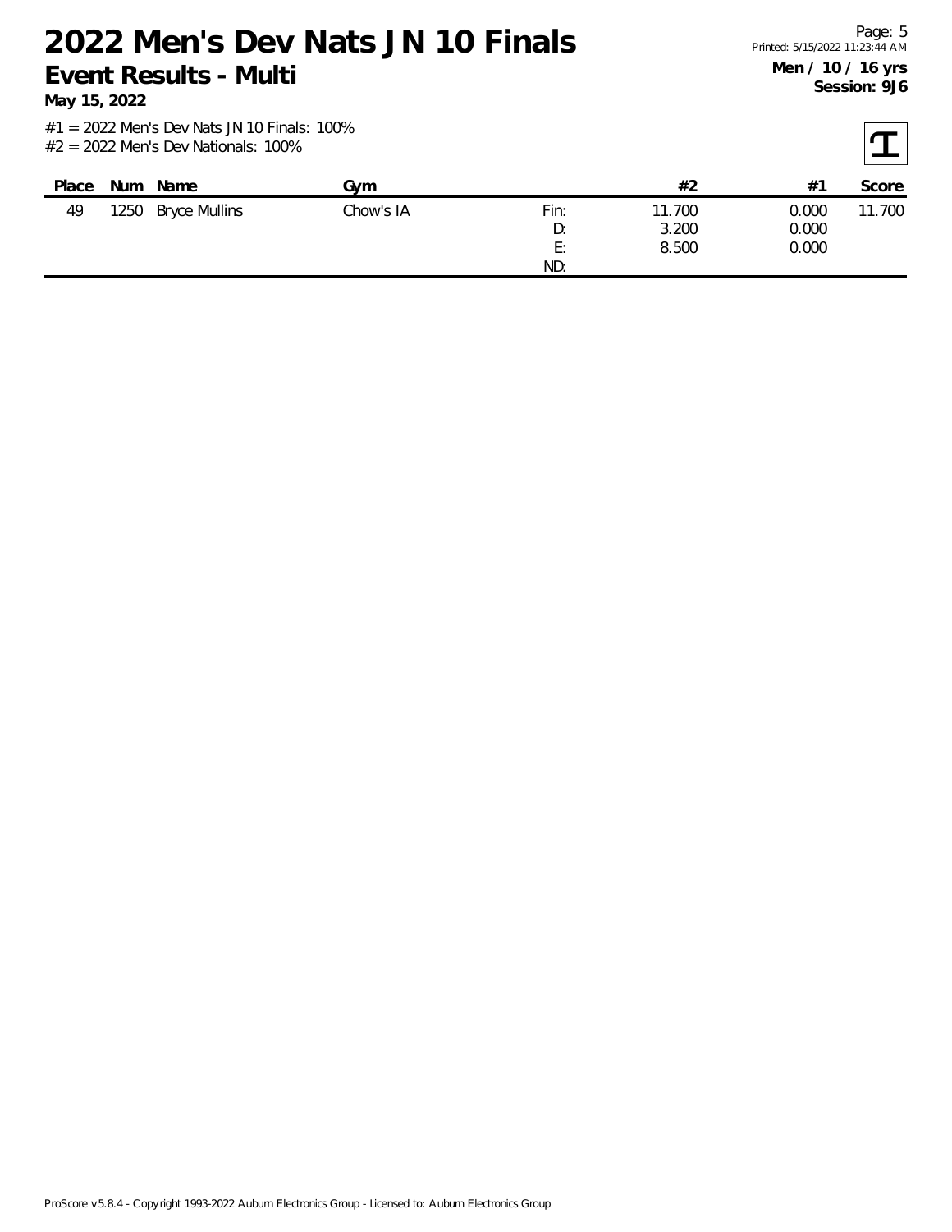# 2022 Men's Dev Nats JN 10 Finals

## Event Results - Multi

**May 15, 2022**

**Men / 10 / 16 yrs**
**Session: 9J6**

#1 = 2022 Men's Dev Nats JN 10 Finals: 100%
#2 = 2022 Men's Dev Nationals: 100%

| Place | Num | Name | Gym | | #2 | #1 | Score |
|---|---|---|---|---|---|---|---|
| 49 | 1250 | Bryce Mullins | Chow's IA | Fin: | 11.700 | 0.000 | 11.700 |
| | | | | D: | 3.200 | 0.000 | |
| | | | | E: | 8.500 | 0.000 | |
| | | | | ND: | | | |

ProScore v5.8.4 - Copyright 1993-2022 Auburn Electronics Group - Licensed to: Auburn Electronics Group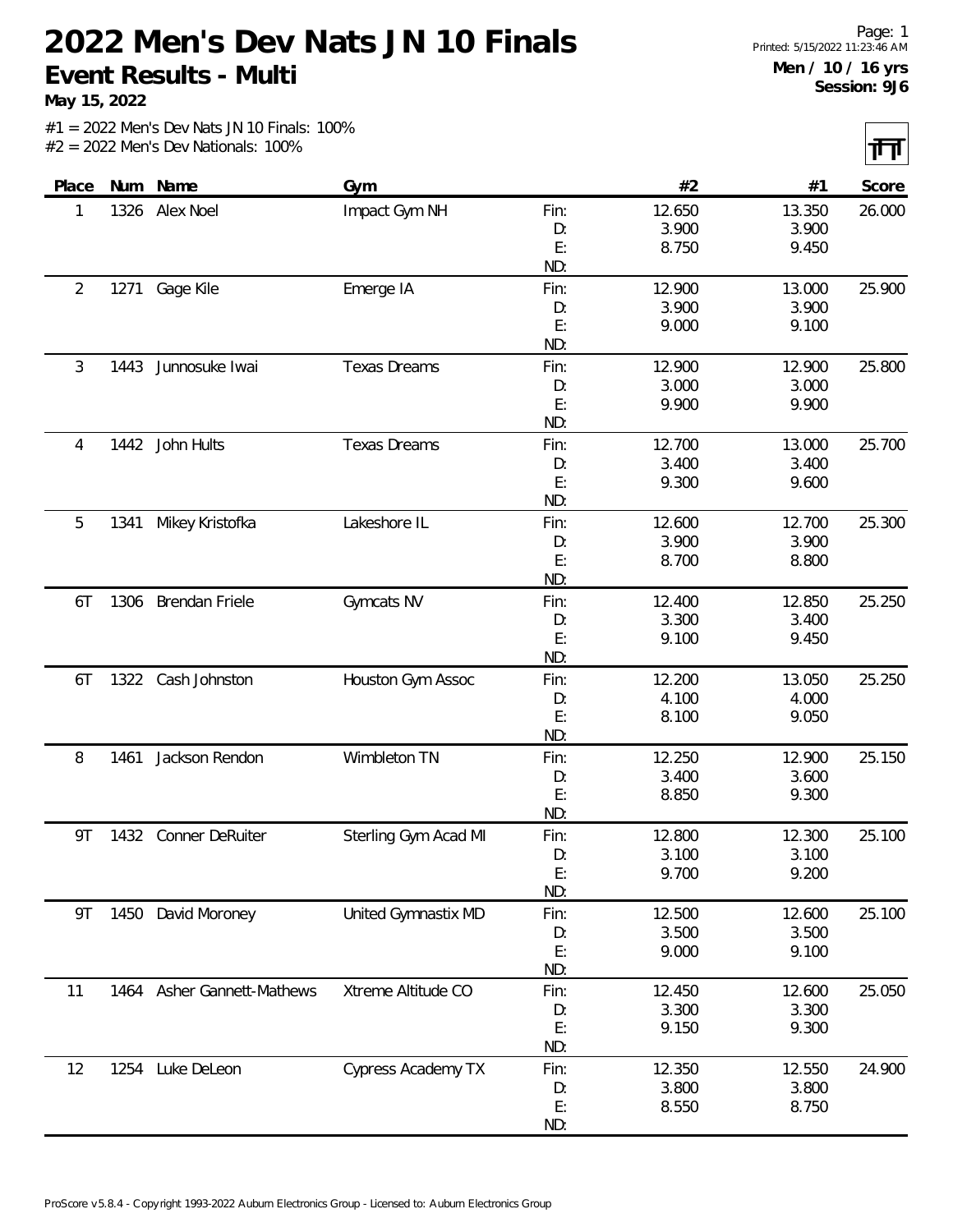# 2022 Men's Dev Nats JN 10 Finals

## Event Results - Multi

**May 15, 2022**

Printed: 5/15/2022 11:23:46 AM

**Men / 10 / 16 yrs**
**Session: 9J6**

#1 = 2022 Men's Dev Nats JN 10 Finals: 100%
#2 = 2022 Men's Dev Nationals: 100%

| Place | Num | Name | Gym | | #2 | #1 | Score |
|---|---|---|---|---|---|---|---|
| 1 | 1326 | Alex Noel | Impact Gym NH | Fin: | 12.650 | 13.350 | 26.000 |
| | | | | D: | 3.900 | 3.900 | |
| | | | | E: | 8.750 | 9.450 | |
| | | | | ND: | | | |
| 2 | 1271 | Gage Kile | Emerge IA | Fin: | 12.900 | 13.000 | 25.900 |
| | | | | D: | 3.900 | 3.900 | |
| | | | | E: | 9.000 | 9.100 | |
| | | | | ND: | | | |
| 3 | 1443 | Junnosuke Iwai | Texas Dreams | Fin: | 12.900 | 12.900 | 25.800 |
| | | | | D: | 3.000 | 3.000 | |
| | | | | E: | 9.900 | 9.900 | |
| | | | | ND: | | | |
| 4 | 1442 | John Hults | Texas Dreams | Fin: | 12.700 | 13.000 | 25.700 |
| | | | | D: | 3.400 | 3.400 | |
| | | | | E: | 9.300 | 9.600 | |
| | | | | ND: | | | |
| 5 | 1341 | Mikey Kristofka | Lakeshore IL | Fin: | 12.600 | 12.700 | 25.300 |
| | | | | D: | 3.900 | 3.900 | |
| | | | | E: | 8.700 | 8.800 | |
| | | | | ND: | | | |
| 6T | 1306 | Brendan Friele | Gymcats NV | Fin: | 12.400 | 12.850 | 25.250 |
| | | | | D: | 3.300 | 3.400 | |
| | | | | E: | 9.100 | 9.450 | |
| | | | | ND: | | | |
| 6T | 1322 | Cash Johnston | Houston Gym Assoc | Fin: | 12.200 | 13.050 | 25.250 |
| | | | | D: | 4.100 | 4.000 | |
| | | | | E: | 8.100 | 9.050 | |
| | | | | ND: | | | |
| 8 | 1461 | Jackson Rendon | Wimbleton TN | Fin: | 12.250 | 12.900 | 25.150 |
| | | | | D: | 3.400 | 3.600 | |
| | | | | E: | 8.850 | 9.300 | |
| | | | | ND: | | | |
| 9T | 1432 | Conner DeRuiter | Sterling Gym Acad MI | Fin: | 12.800 | 12.300 | 25.100 |
| | | | | D: | 3.100 | 3.100 | |
| | | | | E: | 9.700 | 9.200 | |
| | | | | ND: | | | |
| 9T | 1450 | David Moroney | United Gymnastix MD | Fin: | 12.500 | 12.600 | 25.100 |
| | | | | D: | 3.500 | 3.500 | |
| | | | | E: | 9.000 | 9.100 | |
| | | | | ND: | | | |
| 11 | 1464 | Asher Gannett-Mathews | Xtreme Altitude CO | Fin: | 12.450 | 12.600 | 25.050 |
| | | | | D: | 3.300 | 3.300 | |
| | | | | E: | 9.150 | 9.300 | |
| | | | | ND: | | | |
| 12 | 1254 | Luke DeLeon | Cypress Academy TX | Fin: | 12.350 | 12.550 | 24.900 |
| | | | | D: | 3.800 | 3.800 | |
| | | | | E: | 8.550 | 8.750 | |
| | | | | ND: | | | |

ProScore v5.8.4 - Copyright 1993-2022 Auburn Electronics Group - Licensed to: Auburn Electronics Group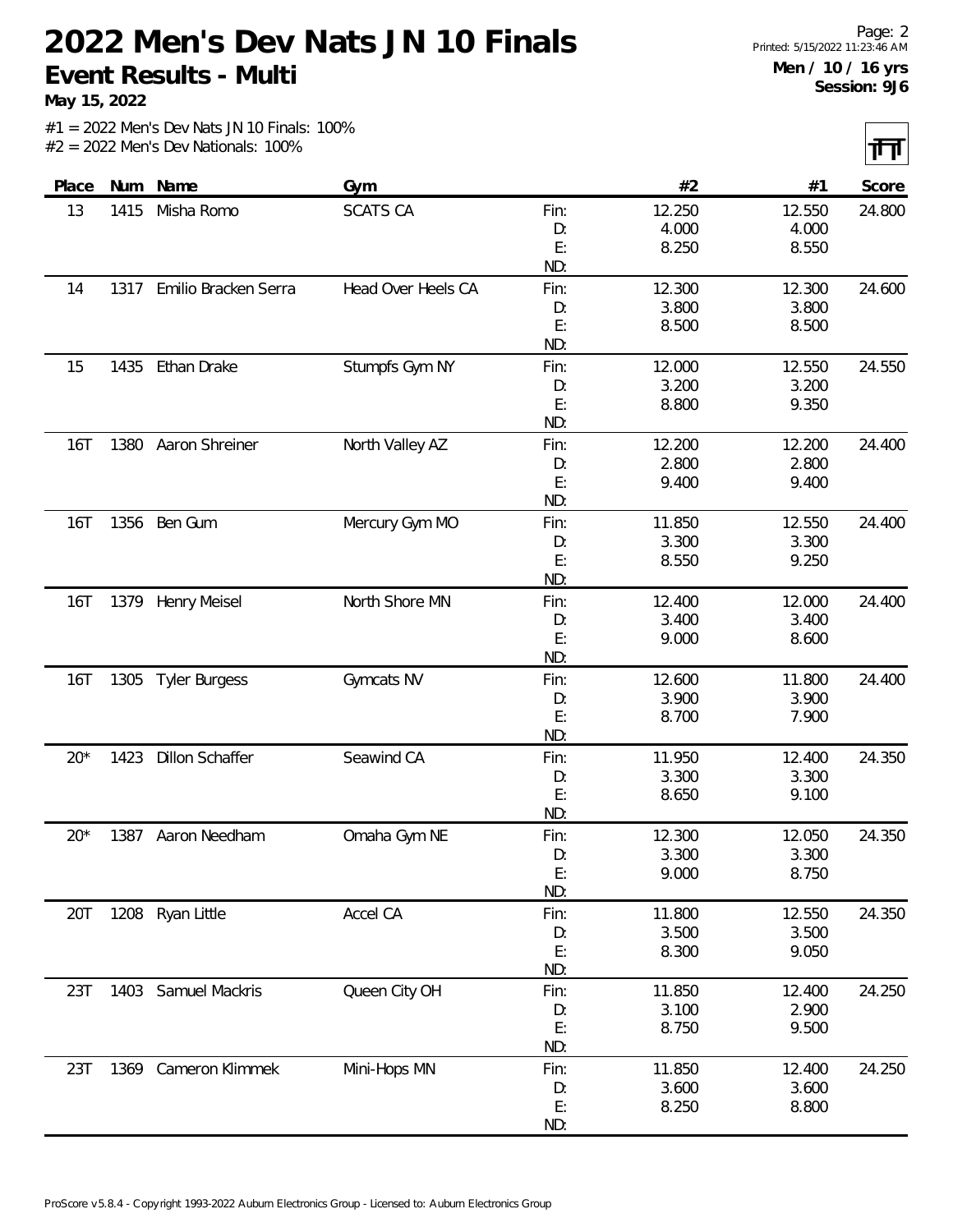# 2022 Men's Dev Nats JN 10 Finals

**Event Results - Multi**

**May 15, 2022**

**Men / 10 / 16 yrs**
**Session: 9J6**

#1 = 2022 Men's Dev Nats JN 10 Finals: 100%
#2 = 2022 Men's Dev Nationals: 100%

| Place | Num | Name | Gym | | #2 | #1 | Score |
|---|---|---|---|---|---|---|---|
| 13 | 1415 | Misha Romo | SCATS CA | Fin: | 12.250 | 12.550 | 24.800 |
| | | | | D: | 4.000 | 4.000 | |
| | | | | E: | 8.250 | 8.550 | |
| | | | | ND: | | | |
| 14 | 1317 | Emilio Bracken Serra | Head Over Heels CA | Fin: | 12.300 | 12.300 | 24.600 |
| | | | | D: | 3.800 | 3.800 | |
| | | | | E: | 8.500 | 8.500 | |
| | | | | ND: | | | |
| 15 | 1435 | Ethan Drake | Stumpfs Gym NY | Fin: | 12.000 | 12.550 | 24.550 |
| | | | | D: | 3.200 | 3.200 | |
| | | | | E: | 8.800 | 9.350 | |
| | | | | ND: | | | |
| 16T | 1380 | Aaron Shreiner | North Valley AZ | Fin: | 12.200 | 12.200 | 24.400 |
| | | | | D: | 2.800 | 2.800 | |
| | | | | E: | 9.400 | 9.400 | |
| | | | | ND: | | | |
| 16T | 1356 | Ben Gum | Mercury Gym MO | Fin: | 11.850 | 12.550 | 24.400 |
| | | | | D: | 3.300 | 3.300 | |
| | | | | E: | 8.550 | 9.250 | |
| | | | | ND: | | | |
| 16T | 1379 | Henry Meisel | North Shore MN | Fin: | 12.400 | 12.000 | 24.400 |
| | | | | D: | 3.400 | 3.400 | |
| | | | | E: | 9.000 | 8.600 | |
| | | | | ND: | | | |
| 16T | 1305 | Tyler Burgess | Gymcats NV | Fin: | 12.600 | 11.800 | 24.400 |
| | | | | D: | 3.900 | 3.900 | |
| | | | | E: | 8.700 | 7.900 | |
| | | | | ND: | | | |
| 20* | 1423 | Dillon Schaffer | Seawind CA | Fin: | 11.950 | 12.400 | 24.350 |
| | | | | D: | 3.300 | 3.300 | |
| | | | | E: | 8.650 | 9.100 | |
| | | | | ND: | | | |
| 20* | 1387 | Aaron Needham | Omaha Gym NE | Fin: | 12.300 | 12.050 | 24.350 |
| | | | | D: | 3.300 | 3.300 | |
| | | | | E: | 9.000 | 8.750 | |
| | | | | ND: | | | |
| 20T | 1208 | Ryan Little | Accel CA | Fin: | 11.800 | 12.550 | 24.350 |
| | | | | D: | 3.500 | 3.500 | |
| | | | | E: | 8.300 | 9.050 | |
| | | | | ND: | | | |
| 23T | 1403 | Samuel Mackris | Queen City OH | Fin: | 11.850 | 12.400 | 24.250 |
| | | | | D: | 3.100 | 2.900 | |
| | | | | E: | 8.750 | 9.500 | |
| | | | | ND: | | | |
| 23T | 1369 | Cameron Klimmek | Mini-Hops MN | Fin: | 11.850 | 12.400 | 24.250 |
| | | | | D: | 3.600 | 3.600 | |
| | | | | E: | 8.250 | 8.800 | |
| | | | | ND: | | | |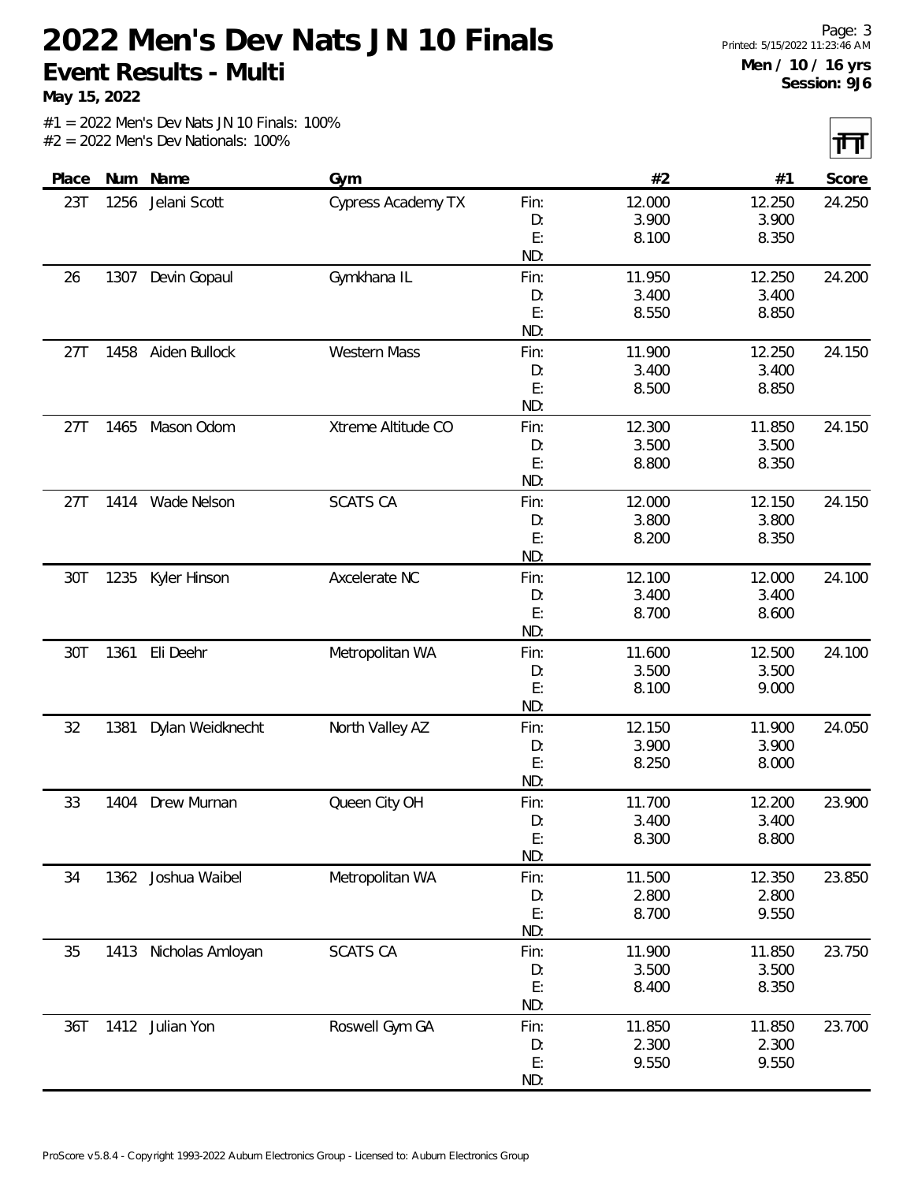# 2022 Men's Dev Nats JN 10 Finals

## Event Results - Multi

**May 15, 2022**

**Men / 10 / 16 yrs**
**Session: 9J6**

#1 = 2022 Men's Dev Nats JN 10 Finals: 100%
#2 = 2022 Men's Dev Nationals: 100%

| Place | Num | Name | Gym | | #2 | #1 | Score |
|---|---|---|---|---|---|---|---|
| 23T | 1256 | Jelani Scott | Cypress Academy TX | Fin: | 12.000 | 12.250 | 24.250 |
| | | | | D: | 3.900 | 3.900 | |
| | | | | E: | 8.100 | 8.350 | |
| | | | | ND: | | | |
| 26 | 1307 | Devin Gopaul | Gymkhana IL | Fin: | 11.950 | 12.250 | 24.200 |
| | | | | D: | 3.400 | 3.400 | |
| | | | | E: | 8.550 | 8.850 | |
| | | | | ND: | | | |
| 27T | 1458 | Aiden Bullock | Western Mass | Fin: | 11.900 | 12.250 | 24.150 |
| | | | | D: | 3.400 | 3.400 | |
| | | | | E: | 8.500 | 8.850 | |
| | | | | ND: | | | |
| 27T | 1465 | Mason Odom | Xtreme Altitude CO | Fin: | 12.300 | 11.850 | 24.150 |
| | | | | D: | 3.500 | 3.500 | |
| | | | | E: | 8.800 | 8.350 | |
| | | | | ND: | | | |
| 27T | 1414 | Wade Nelson | SCATS CA | Fin: | 12.000 | 12.150 | 24.150 |
| | | | | D: | 3.800 | 3.800 | |
| | | | | E: | 8.200 | 8.350 | |
| | | | | ND: | | | |
| 30T | 1235 | Kyler Hinson | Axcelerate NC | Fin: | 12.100 | 12.000 | 24.100 |
| | | | | D: | 3.400 | 3.400 | |
| | | | | E: | 8.700 | 8.600 | |
| | | | | ND: | | | |
| 30T | 1361 | Eli Deehr | Metropolitan WA | Fin: | 11.600 | 12.500 | 24.100 |
| | | | | D: | 3.500 | 3.500 | |
| | | | | E: | 8.100 | 9.000 | |
| | | | | ND: | | | |
| 32 | 1381 | Dylan Weidknecht | North Valley AZ | Fin: | 12.150 | 11.900 | 24.050 |
| | | | | D: | 3.900 | 3.900 | |
| | | | | E: | 8.250 | 8.000 | |
| | | | | ND: | | | |
| 33 | 1404 | Drew Murnan | Queen City OH | Fin: | 11.700 | 12.200 | 23.900 |
| | | | | D: | 3.400 | 3.400 | |
| | | | | E: | 8.300 | 8.800 | |
| | | | | ND: | | | |
| 34 | 1362 | Joshua Waibel | Metropolitan WA | Fin: | 11.500 | 12.350 | 23.850 |
| | | | | D: | 2.800 | 2.800 | |
| | | | | E: | 8.700 | 9.550 | |
| | | | | ND: | | | |
| 35 | 1413 | Nicholas Amloyan | SCATS CA | Fin: | 11.900 | 11.850 | 23.750 |
| | | | | D: | 3.500 | 3.500 | |
| | | | | E: | 8.400 | 8.350 | |
| | | | | ND: | | | |
| 36T | 1412 | Julian Yon | Roswell Gym GA | Fin: | 11.850 | 11.850 | 23.700 |
| | | | | D: | 2.300 | 2.300 | |
| | | | | E: | 9.550 | 9.550 | |
| | | | | ND: | | | |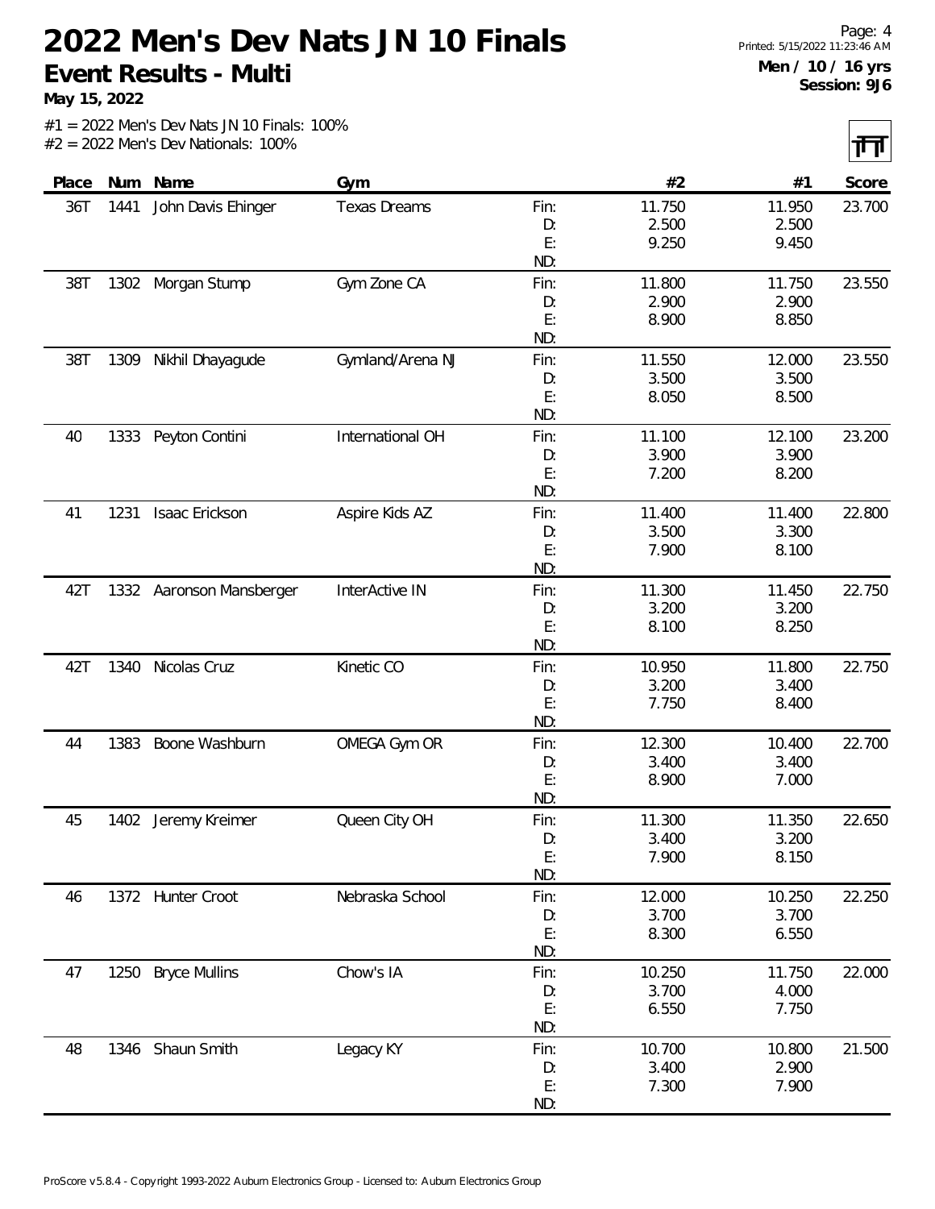# 2022 Men's Dev Nats JN 10 Finals

## Event Results - Multi

**May 15, 2022**

Men / 10 / 16 yrs
Session: 9J6

#1 = 2022 Men's Dev Nats JN 10 Finals: 100%
#2 = 2022 Men's Dev Nationals: 100%

| Place | Num | Name | Gym | | #2 | #1 | Score |
|---|---|---|---|---|---|---|---|
| 36T | 1441 | John Davis Ehinger | Texas Dreams | Fin: | 11.750 | 11.950 | 23.700 |
| | | | | D: | 2.500 | 2.500 | |
| | | | | E: | 9.250 | 9.450 | |
| | | | | ND: | | | |
| 38T | 1302 | Morgan Stump | Gym Zone CA | Fin: | 11.800 | 11.750 | 23.550 |
| | | | | D: | 2.900 | 2.900 | |
| | | | | E: | 8.900 | 8.850 | |
| | | | | ND: | | | |
| 38T | 1309 | Nikhil Dhayagude | Gymland/Arena NJ | Fin: | 11.550 | 12.000 | 23.550 |
| | | | | D: | 3.500 | 3.500 | |
| | | | | E: | 8.050 | 8.500 | |
| | | | | ND: | | | |
| 40 | 1333 | Peyton Contini | International OH | Fin: | 11.100 | 12.100 | 23.200 |
| | | | | D: | 3.900 | 3.900 | |
| | | | | E: | 7.200 | 8.200 | |
| | | | | ND: | | | |
| 41 | 1231 | Isaac Erickson | Aspire Kids AZ | Fin: | 11.400 | 11.400 | 22.800 |
| | | | | D: | 3.500 | 3.300 | |
| | | | | E: | 7.900 | 8.100 | |
| | | | | ND: | | | |
| 42T | 1332 | Aaronson Mansberger | InterActive IN | Fin: | 11.300 | 11.450 | 22.750 |
| | | | | D: | 3.200 | 3.200 | |
| | | | | E: | 8.100 | 8.250 | |
| | | | | ND: | | | |
| 42T | 1340 | Nicolas Cruz | Kinetic CO | Fin: | 10.950 | 11.800 | 22.750 |
| | | | | D: | 3.200 | 3.400 | |
| | | | | E: | 7.750 | 8.400 | |
| | | | | ND: | | | |
| 44 | 1383 | Boone Washburn | OMEGA Gym OR | Fin: | 12.300 | 10.400 | 22.700 |
| | | | | D: | 3.400 | 3.400 | |
| | | | | E: | 8.900 | 7.000 | |
| | | | | ND: | | | |
| 45 | 1402 | Jeremy Kreimer | Queen City OH | Fin: | 11.300 | 11.350 | 22.650 |
| | | | | D: | 3.400 | 3.200 | |
| | | | | E: | 7.900 | 8.150 | |
| | | | | ND: | | | |
| 46 | 1372 | Hunter Croot | Nebraska School | Fin: | 12.000 | 10.250 | 22.250 |
| | | | | D: | 3.700 | 3.700 | |
| | | | | E: | 8.300 | 6.550 | |
| | | | | ND: | | | |
| 47 | 1250 | Bryce Mullins | Chow's IA | Fin: | 10.250 | 11.750 | 22.000 |
| | | | | D: | 3.700 | 4.000 | |
| | | | | E: | 6.550 | 7.750 | |
| | | | | ND: | | | |
| 48 | 1346 | Shaun Smith | Legacy KY | Fin: | 10.700 | 10.800 | 21.500 |
| | | | | D: | 3.400 | 2.900 | |
| | | | | E: | 7.300 | 7.900 | |
| | | | | ND: | | | |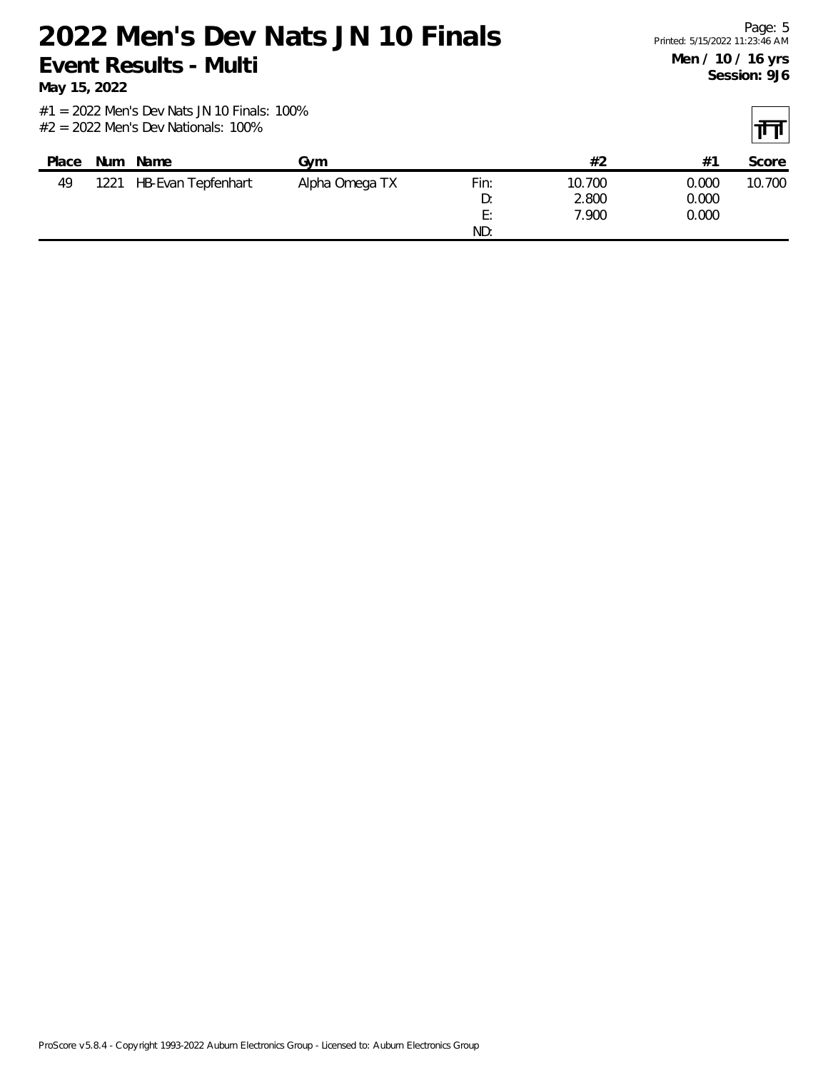# 2022 Men's Dev Nats JN 10 Finals

**Event Results - Multi**

**May 15, 2022**

**Men / 10 / 16 yrs**
**Session: 9J6**

#1 = 2022 Men's Dev Nats JN 10 Finals: 100%
#2 = 2022 Men's Dev Nationals: 100%

| Place | Num | Name | Gym | | #2 | #1 | Score |
|---|---|---|---|---|---|---|---|
| 49 | 1221 | HB-Evan Tepfenhart | Alpha Omega TX | Fin: | 10.700 | 0.000 | 10.700 |
| | | | | D: | 2.800 | 0.000 | |
| | | | | E: | 7.900 | 0.000 | |
| | | | | ND: | | | |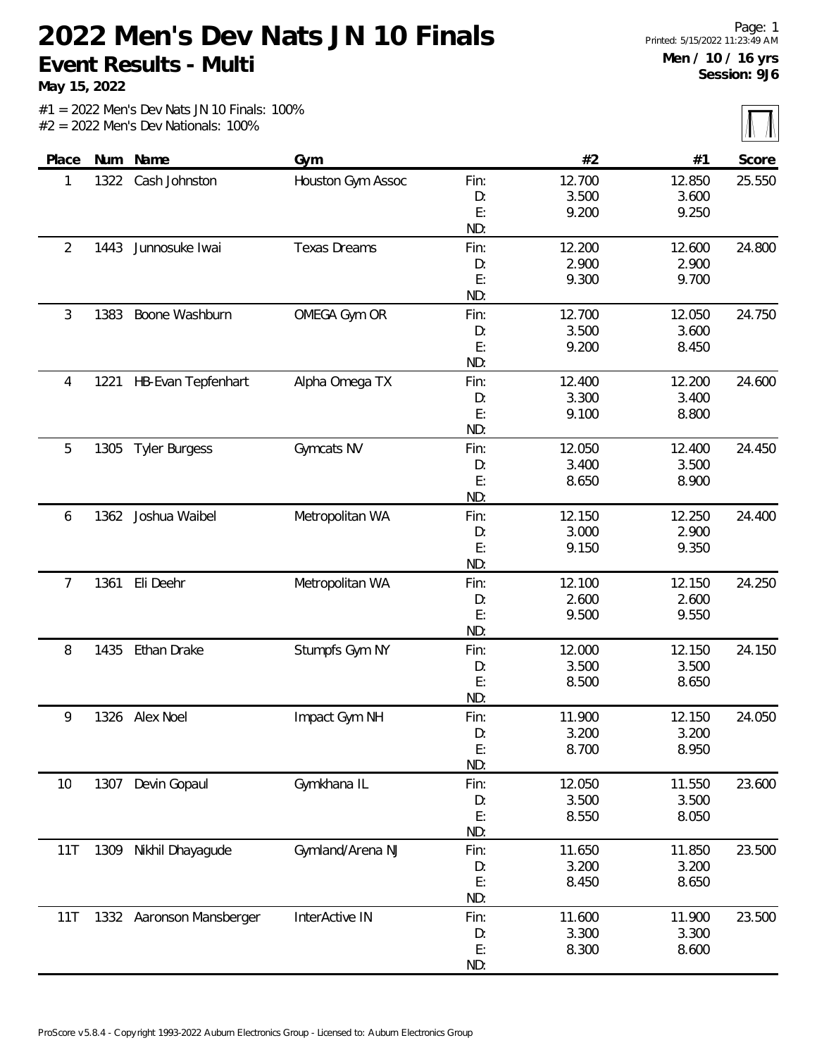# 2022 Men's Dev Nats JN 10 Finals

## Event Results - Multi

**May 15, 2022**

Page: 1
Printed: 5/15/2022 11:23:49 AM

**Men / 10 / 16 yrs**
**Session: 9J6**

#1 = 2022 Men's Dev Nats JN 10 Finals: 100%
#2 = 2022 Men's Dev Nationals: 100%

| Place | Num | Name | Gym | | #2 | #1 | Score |
|---|---|---|---|---|---|---|---|
| 1 | 1322 | Cash Johnston | Houston Gym Assoc | Fin: | 12.700 | 12.850 | 25.550 |
| | | | | D: | 3.500 | 3.600 | |
| | | | | E: | 9.200 | 9.250 | |
| | | | | ND: | | | |
| 2 | 1443 | Junnosuke Iwai | Texas Dreams | Fin: | 12.200 | 12.600 | 24.800 |
| | | | | D: | 2.900 | 2.900 | |
| | | | | E: | 9.300 | 9.700 | |
| | | | | ND: | | | |
| 3 | 1383 | Boone Washburn | OMEGA Gym OR | Fin: | 12.700 | 12.050 | 24.750 |
| | | | | D: | 3.500 | 3.600 | |
| | | | | E: | 9.200 | 8.450 | |
| | | | | ND: | | | |
| 4 | 1221 | HB-Evan Tepfenhart | Alpha Omega TX | Fin: | 12.400 | 12.200 | 24.600 |
| | | | | D: | 3.300 | 3.400 | |
| | | | | E: | 9.100 | 8.800 | |
| | | | | ND: | | | |
| 5 | 1305 | Tyler Burgess | Gymcats NV | Fin: | 12.050 | 12.400 | 24.450 |
| | | | | D: | 3.400 | 3.500 | |
| | | | | E: | 8.650 | 8.900 | |
| | | | | ND: | | | |
| 6 | 1362 | Joshua Waibel | Metropolitan WA | Fin: | 12.150 | 12.250 | 24.400 |
| | | | | D: | 3.000 | 2.900 | |
| | | | | E: | 9.150 | 9.350 | |
| | | | | ND: | | | |
| 7 | 1361 | Eli Deehr | Metropolitan WA | Fin: | 12.100 | 12.150 | 24.250 |
| | | | | D: | 2.600 | 2.600 | |
| | | | | E: | 9.500 | 9.550 | |
| | | | | ND: | | | |
| 8 | 1435 | Ethan Drake | Stumpfs Gym NY | Fin: | 12.000 | 12.150 | 24.150 |
| | | | | D: | 3.500 | 3.500 | |
| | | | | E: | 8.500 | 8.650 | |
| | | | | ND: | | | |
| 9 | 1326 | Alex Noel | Impact Gym NH | Fin: | 11.900 | 12.150 | 24.050 |
| | | | | D: | 3.200 | 3.200 | |
| | | | | E: | 8.700 | 8.950 | |
| | | | | ND: | | | |
| 10 | 1307 | Devin Gopaul | Gymkhana IL | Fin: | 12.050 | 11.550 | 23.600 |
| | | | | D: | 3.500 | 3.500 | |
| | | | | E: | 8.550 | 8.050 | |
| | | | | ND: | | | |
| 11T | 1309 | Nikhil Dhayagude | Gymland/Arena NJ | Fin: | 11.650 | 11.850 | 23.500 |
| | | | | D: | 3.200 | 3.200 | |
| | | | | E: | 8.450 | 8.650 | |
| | | | | ND: | | | |
| 11T | 1332 | Aaronson Mansberger | InterActive IN | Fin: | 11.600 | 11.900 | 23.500 |
| | | | | D: | 3.300 | 3.300 | |
| | | | | E: | 8.300 | 8.600 | |
| | | | | ND: | | | |

ProScore v5.8.4 - Copyright 1993-2022 Auburn Electronics Group - Licensed to: Auburn Electronics Group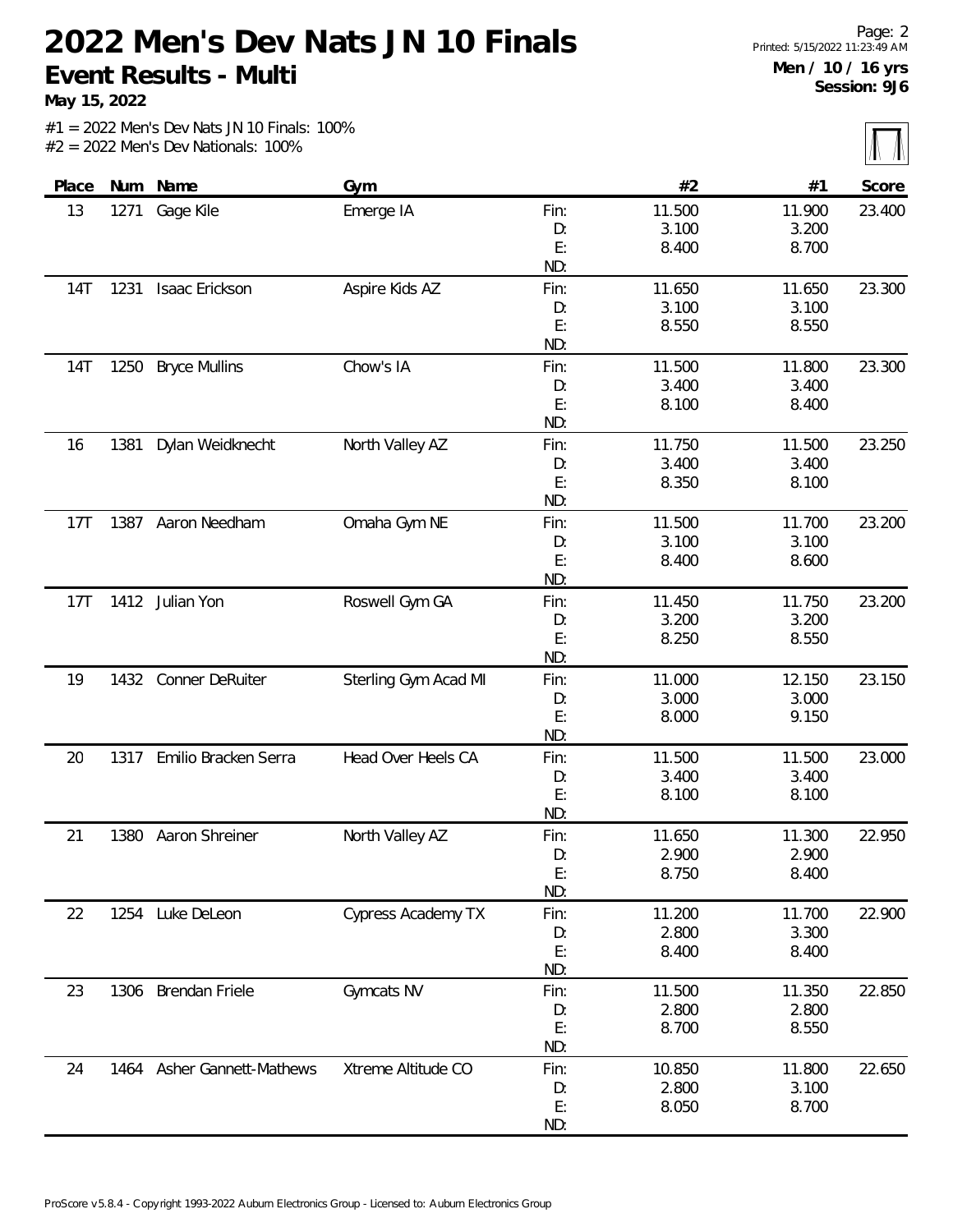# 2022 Men's Dev Nats JN 10 Finals

## Event Results - Multi

**May 15, 2022**

Men / 10 / 16 yrs
Session: 9J6

#1 = 2022 Men's Dev Nats JN 10 Finals: 100%
#2 = 2022 Men's Dev Nationals: 100%

| Place | Num | Name | Gym | | #2 | #1 | Score |
|---|---|---|---|---|---|---|---|
| 13 | 1271 | Gage Kile | Emerge IA | Fin: | 11.500 | 11.900 | 23.400 |
| | | | | D: | 3.100 | 3.200 | |
| | | | | E: | 8.400 | 8.700 | |
| | | | | ND: | | | |
| 14T | 1231 | Isaac Erickson | Aspire Kids AZ | Fin: | 11.650 | 11.650 | 23.300 |
| | | | | D: | 3.100 | 3.100 | |
| | | | | E: | 8.550 | 8.550 | |
| | | | | ND: | | | |
| 14T | 1250 | Bryce Mullins | Chow's IA | Fin: | 11.500 | 11.800 | 23.300 |
| | | | | D: | 3.400 | 3.400 | |
| | | | | E: | 8.100 | 8.400 | |
| | | | | ND: | | | |
| 16 | 1381 | Dylan Weidknecht | North Valley AZ | Fin: | 11.750 | 11.500 | 23.250 |
| | | | | D: | 3.400 | 3.400 | |
| | | | | E: | 8.350 | 8.100 | |
| | | | | ND: | | | |
| 17T | 1387 | Aaron Needham | Omaha Gym NE | Fin: | 11.500 | 11.700 | 23.200 |
| | | | | D: | 3.100 | 3.100 | |
| | | | | E: | 8.400 | 8.600 | |
| | | | | ND: | | | |
| 17T | 1412 | Julian Yon | Roswell Gym GA | Fin: | 11.450 | 11.750 | 23.200 |
| | | | | D: | 3.200 | 3.200 | |
| | | | | E: | 8.250 | 8.550 | |
| | | | | ND: | | | |
| 19 | 1432 | Conner DeRuiter | Sterling Gym Acad MI | Fin: | 11.000 | 12.150 | 23.150 |
| | | | | D: | 3.000 | 3.000 | |
| | | | | E: | 8.000 | 9.150 | |
| | | | | ND: | | | |
| 20 | 1317 | Emilio Bracken Serra | Head Over Heels CA | Fin: | 11.500 | 11.500 | 23.000 |
| | | | | D: | 3.400 | 3.400 | |
| | | | | E: | 8.100 | 8.100 | |
| | | | | ND: | | | |
| 21 | 1380 | Aaron Shreiner | North Valley AZ | Fin: | 11.650 | 11.300 | 22.950 |
| | | | | D: | 2.900 | 2.900 | |
| | | | | E: | 8.750 | 8.400 | |
| | | | | ND: | | | |
| 22 | 1254 | Luke DeLeon | Cypress Academy TX | Fin: | 11.200 | 11.700 | 22.900 |
| | | | | D: | 2.800 | 3.300 | |
| | | | | E: | 8.400 | 8.400 | |
| | | | | ND: | | | |
| 23 | 1306 | Brendan Friele | Gymcats NV | Fin: | 11.500 | 11.350 | 22.850 |
| | | | | D: | 2.800 | 2.800 | |
| | | | | E: | 8.700 | 8.550 | |
| | | | | ND: | | | |
| 24 | 1464 | Asher Gannett-Mathews | Xtreme Altitude CO | Fin: | 10.850 | 11.800 | 22.650 |
| | | | | D: | 2.800 | 3.100 | |
| | | | | E: | 8.050 | 8.700 | |
| | | | | ND: | | | |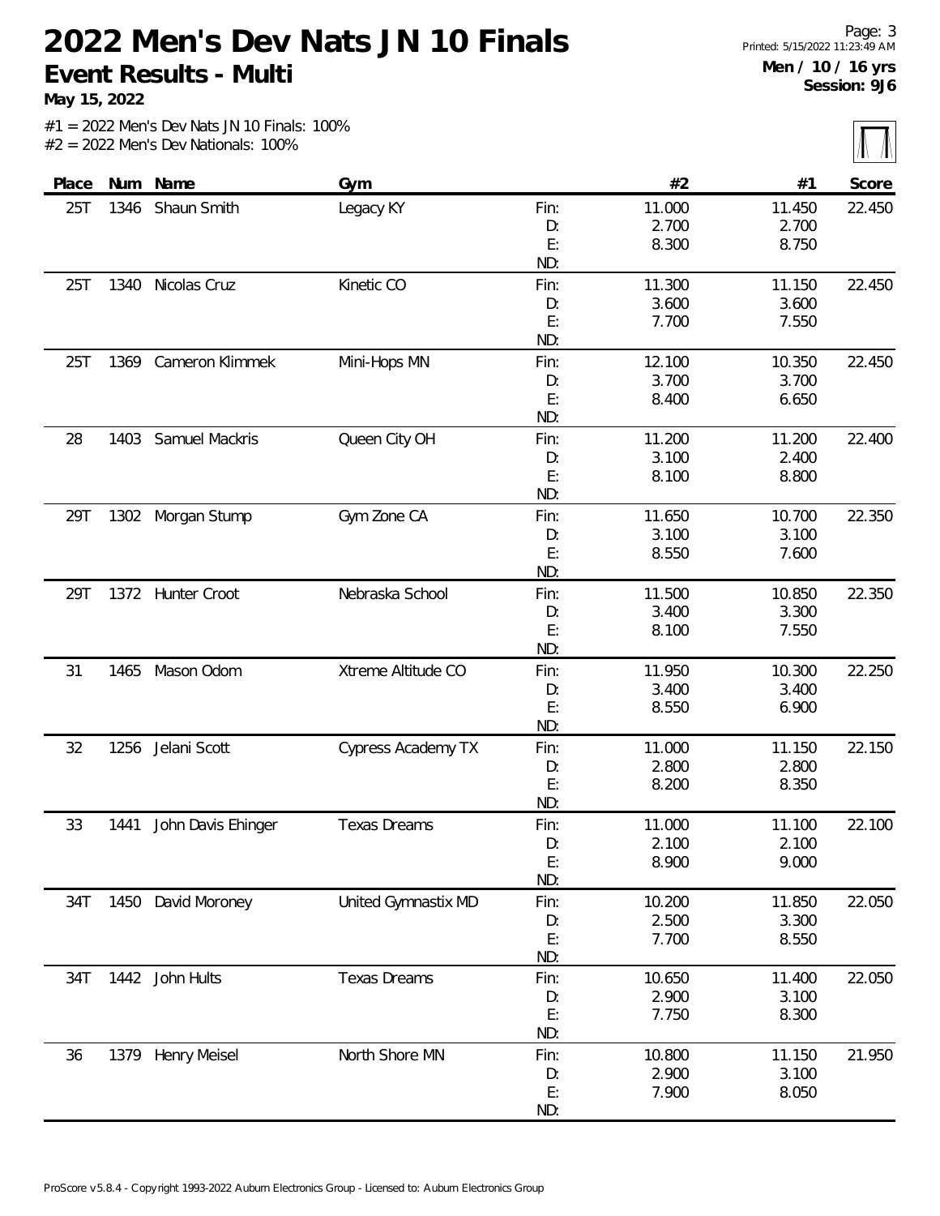# 2022 Men's Dev Nats JN 10 Finals

## Event Results - Multi

**May 15, 2022**

Printed: 5/15/2022 11:23:49 AM

**Men / 10 / 16 yrs**
**Session: 9J6**

#1 = 2022 Men's Dev Nats JN 10 Finals: 100%
#2 = 2022 Men's Dev Nationals: 100%

| Place | Num | Name | Gym | | #2 | #1 | Score |
|---|---|---|---|---|---|---|---|
| 25T | 1346 | Shaun Smith | Legacy KY | Fin: | 11.000 | 11.450 | 22.450 |
| | | | | D: | 2.700 | 2.700 | |
| | | | | E: | 8.300 | 8.750 | |
| | | | | ND: | | | |
| 25T | 1340 | Nicolas Cruz | Kinetic CO | Fin: | 11.300 | 11.150 | 22.450 |
| | | | | D: | 3.600 | 3.600 | |
| | | | | E: | 7.700 | 7.550 | |
| | | | | ND: | | | |
| 25T | 1369 | Cameron Klimmek | Mini-Hops MN | Fin: | 12.100 | 10.350 | 22.450 |
| | | | | D: | 3.700 | 3.700 | |
| | | | | E: | 8.400 | 6.650 | |
| | | | | ND: | | | |
| 28 | 1403 | Samuel Mackris | Queen City OH | Fin: | 11.200 | 11.200 | 22.400 |
| | | | | D: | 3.100 | 2.400 | |
| | | | | E: | 8.100 | 8.800 | |
| | | | | ND: | | | |
| 29T | 1302 | Morgan Stump | Gym Zone CA | Fin: | 11.650 | 10.700 | 22.350 |
| | | | | D: | 3.100 | 3.100 | |
| | | | | E: | 8.550 | 7.600 | |
| | | | | ND: | | | |
| 29T | 1372 | Hunter Croot | Nebraska School | Fin: | 11.500 | 10.850 | 22.350 |
| | | | | D: | 3.400 | 3.300 | |
| | | | | E: | 8.100 | 7.550 | |
| | | | | ND: | | | |
| 31 | 1465 | Mason Odom | Xtreme Altitude CO | Fin: | 11.950 | 10.300 | 22.250 |
| | | | | D: | 3.400 | 3.400 | |
| | | | | E: | 8.550 | 6.900 | |
| | | | | ND: | | | |
| 32 | 1256 | Jelani Scott | Cypress Academy TX | Fin: | 11.000 | 11.150 | 22.150 |
| | | | | D: | 2.800 | 2.800 | |
| | | | | E: | 8.200 | 8.350 | |
| | | | | ND: | | | |
| 33 | 1441 | John Davis Ehinger | Texas Dreams | Fin: | 11.000 | 11.100 | 22.100 |
| | | | | D: | 2.100 | 2.100 | |
| | | | | E: | 8.900 | 9.000 | |
| | | | | ND: | | | |
| 34T | 1450 | David Moroney | United Gymnastix MD | Fin: | 10.200 | 11.850 | 22.050 |
| | | | | D: | 2.500 | 3.300 | |
| | | | | E: | 7.700 | 8.550 | |
| | | | | ND: | | | |
| 34T | 1442 | John Hults | Texas Dreams | Fin: | 10.650 | 11.400 | 22.050 |
| | | | | D: | 2.900 | 3.100 | |
| | | | | E: | 7.750 | 8.300 | |
| | | | | ND: | | | |
| 36 | 1379 | Henry Meisel | North Shore MN | Fin: | 10.800 | 11.150 | 21.950 |
| | | | | D: | 2.900 | 3.100 | |
| | | | | E: | 7.900 | 8.050 | |
| | | | | ND: | | | |

ProScore v5.8.4 - Copyright 1993-2022 Auburn Electronics Group - Licensed to: Auburn Electronics Group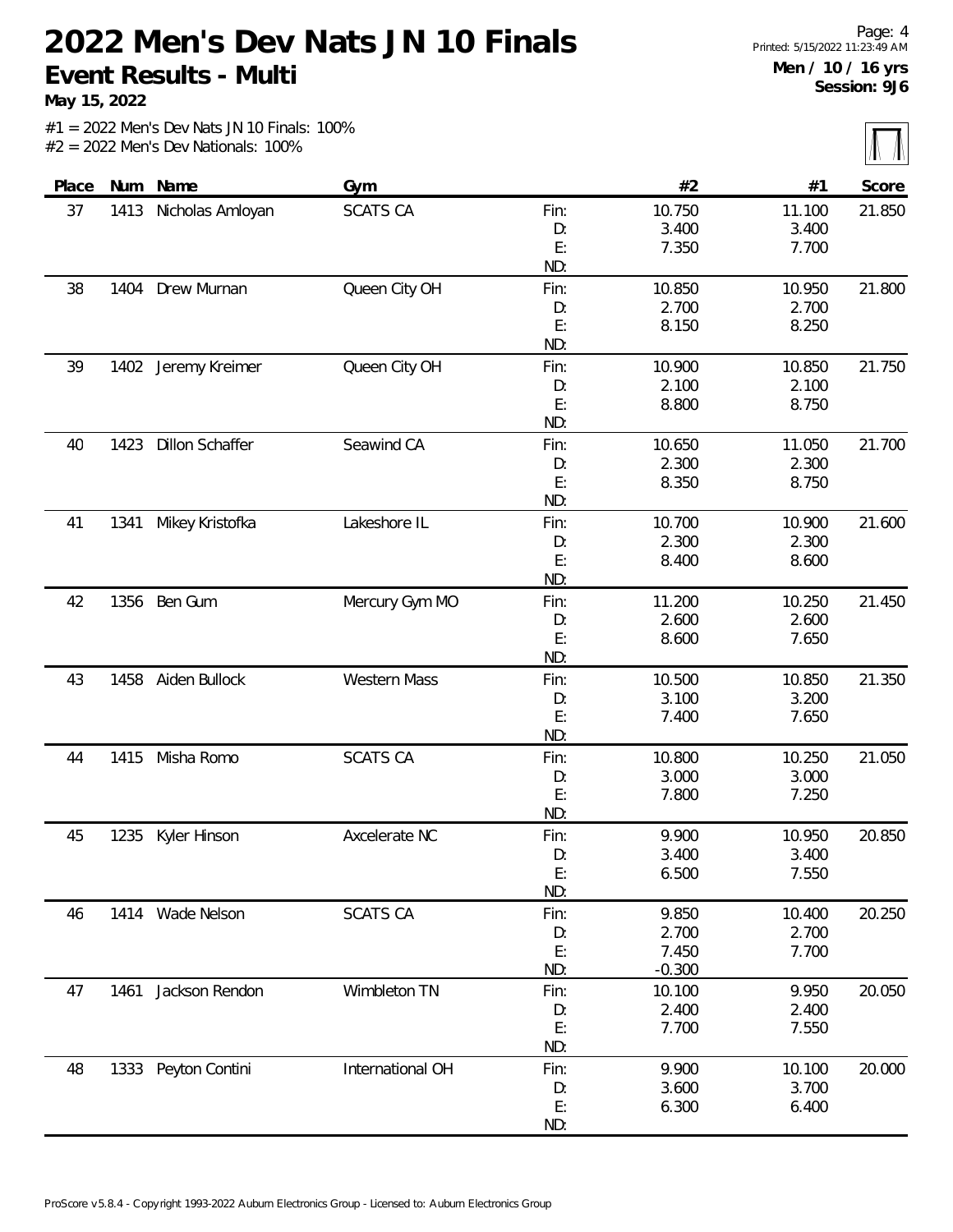# 2022 Men's Dev Nats JN 10 Finals

## Event Results - Multi

**May 15, 2022**

Men / 10 / 16 yrs
Session: 9J6

#1 = 2022 Men's Dev Nats JN 10 Finals: 100%
#2 = 2022 Men's Dev Nationals: 100%

| Place | Num | Name | Gym | | #2 | #1 | Score |
|---|---|---|---|---|---|---|---|
| 37 | 1413 | Nicholas Amloyan | SCATS CA | Fin: | 10.750 | 11.100 | 21.850 |
| | | | | D: | 3.400 | 3.400 | |
| | | | | E: | 7.350 | 7.700 | |
| | | | | ND: | | | |
| 38 | 1404 | Drew Murnan | Queen City OH | Fin: | 10.850 | 10.950 | 21.800 |
| | | | | D: | 2.700 | 2.700 | |
| | | | | E: | 8.150 | 8.250 | |
| | | | | ND: | | | |
| 39 | 1402 | Jeremy Kreimer | Queen City OH | Fin: | 10.900 | 10.850 | 21.750 |
| | | | | D: | 2.100 | 2.100 | |
| | | | | E: | 8.800 | 8.750 | |
| | | | | ND: | | | |
| 40 | 1423 | Dillon Schaffer | Seawind CA | Fin: | 10.650 | 11.050 | 21.700 |
| | | | | D: | 2.300 | 2.300 | |
| | | | | E: | 8.350 | 8.750 | |
| | | | | ND: | | | |
| 41 | 1341 | Mikey Kristofka | Lakeshore IL | Fin: | 10.700 | 10.900 | 21.600 |
| | | | | D: | 2.300 | 2.300 | |
| | | | | E: | 8.400 | 8.600 | |
| | | | | ND: | | | |
| 42 | 1356 | Ben Gum | Mercury Gym MO | Fin: | 11.200 | 10.250 | 21.450 |
| | | | | D: | 2.600 | 2.600 | |
| | | | | E: | 8.600 | 7.650 | |
| | | | | ND: | | | |
| 43 | 1458 | Aiden Bullock | Western Mass | Fin: | 10.500 | 10.850 | 21.350 |
| | | | | D: | 3.100 | 3.200 | |
| | | | | E: | 7.400 | 7.650 | |
| | | | | ND: | | | |
| 44 | 1415 | Misha Romo | SCATS CA | Fin: | 10.800 | 10.250 | 21.050 |
| | | | | D: | 3.000 | 3.000 | |
| | | | | E: | 7.800 | 7.250 | |
| | | | | ND: | | | |
| 45 | 1235 | Kyler Hinson | Axcelerate NC | Fin: | 9.900 | 10.950 | 20.850 |
| | | | | D: | 3.400 | 3.400 | |
| | | | | E: | 6.500 | 7.550 | |
| | | | | ND: | | | |
| 46 | 1414 | Wade Nelson | SCATS CA | Fin: | 9.850 | 10.400 | 20.250 |
| | | | | D: | 2.700 | 2.700 | |
| | | | | E: | 7.450 | 7.700 | |
| | | | | ND: | -0.300 | | |
| 47 | 1461 | Jackson Rendon | Wimbleton TN | Fin: | 10.100 | 9.950 | 20.050 |
| | | | | D: | 2.400 | 2.400 | |
| | | | | E: | 7.700 | 7.550 | |
| | | | | ND: | | | |
| 48 | 1333 | Peyton Contini | International OH | Fin: | 9.900 | 10.100 | 20.000 |
| | | | | D: | 3.600 | 3.700 | |
| | | | | E: | 6.300 | 6.400 | |
| | | | | ND: | | | |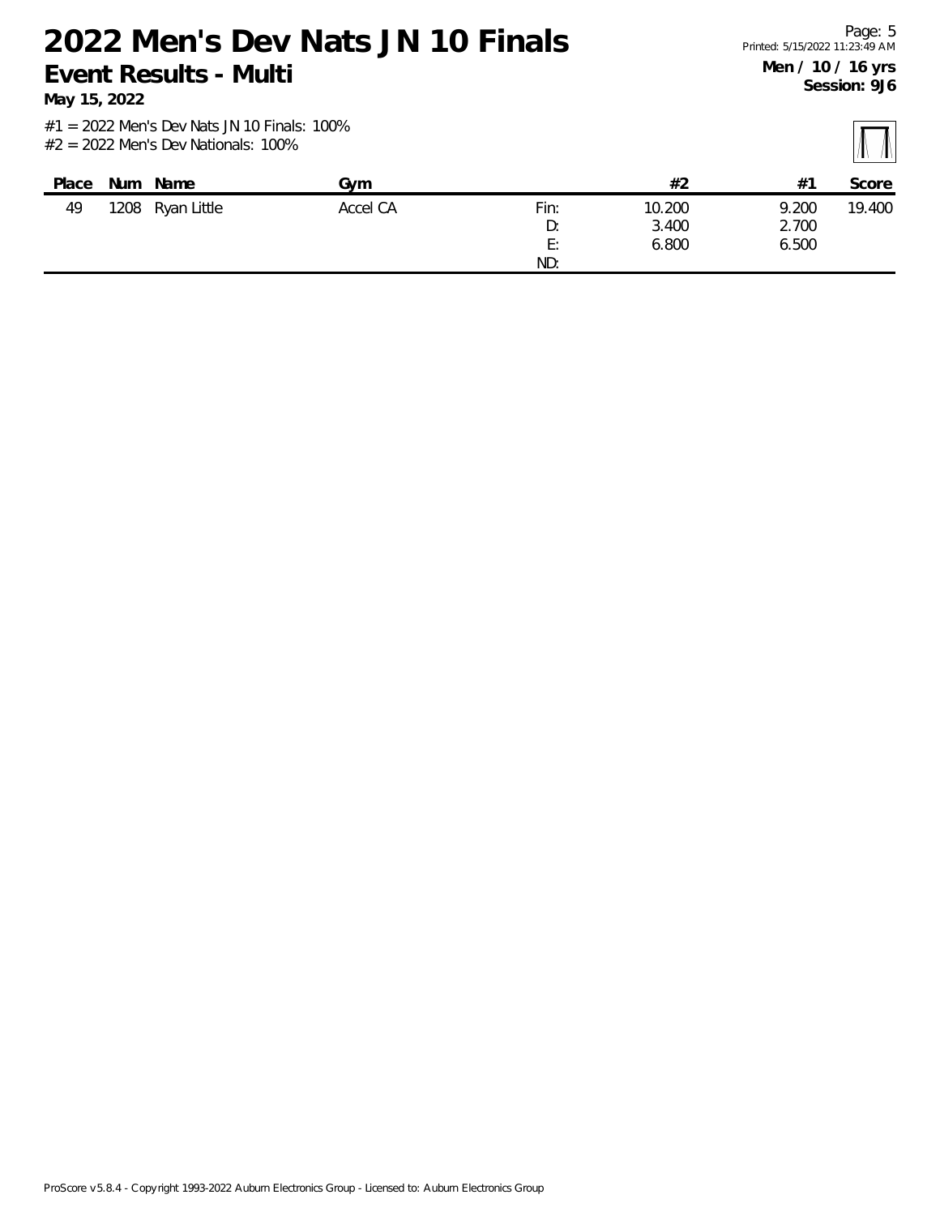# 2022 Men's Dev Nats JN 10 Finals

## Event Results - Multi

**May 15, 2022**

Printed: 5/15/2022 11:23:49 AM

**Men / 10 / 16 yrs**
**Session: 9J6**

#1 = 2022 Men's Dev Nats JN 10 Finals: 100%
#2 = 2022 Men's Dev Nationals: 100%

| Place | Num | Name | Gym | | #2 | #1 | Score |
|---|---|---|---|---|---|---|---|
| 49 | 1208 | Ryan Little | Accel CA | Fin: | 10.200 | 9.200 | 19.400 |
| | | | | D: | 3.400 | 2.700 | |
| | | | | E: | 6.800 | 6.500 | |
| | | | | ND: | | | |

ProScore v5.8.4 - Copyright 1993-2022 Auburn Electronics Group - Licensed to: Auburn Electronics Group